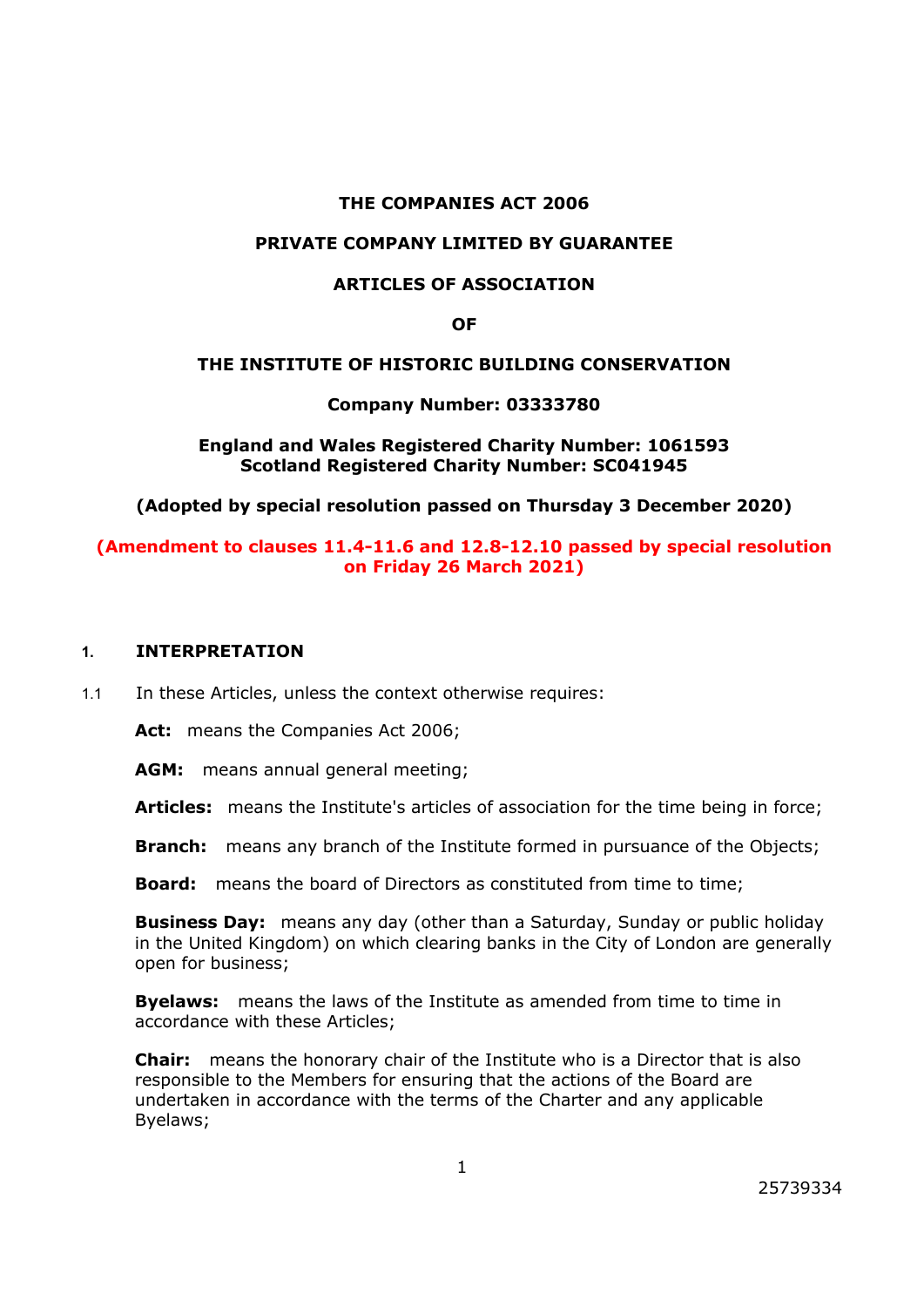**THE COMPANIES ACT 2006**

**PRIVATE COMPANY LIMITED BY GUARANTEE**

**ARTICLES OF ASSOCIATION**

**OF**

**THE INSTITUTE OF HISTORIC BUILDING CONSERVATION**

**Company Number: 03333780**

**England and Wales Registered Charity Number: 1061593**
**Scotland Registered Charity Number: SC041945**

**(Adopted by special resolution passed on Thursday 3 December 2020)**

**(Amendment to clauses 11.4-11.6 and 12.8-12.10 passed by special resolution on Friday 26 March 2021)**

## 1. INTERPRETATION

1.1 In these Articles, unless the context otherwise requires:

**Act:** means the Companies Act 2006;

**AGM:** means annual general meeting;

**Articles:** means the Institute's articles of association for the time being in force;

**Branch:** means any branch of the Institute formed in pursuance of the Objects;

**Board:** means the board of Directors as constituted from time to time;

**Business Day:** means any day (other than a Saturday, Sunday or public holiday in the United Kingdom) on which clearing banks in the City of London are generally open for business;

**Byelaws:** means the laws of the Institute as amended from time to time in accordance with these Articles;

**Chair:** means the honorary chair of the Institute who is a Director that is also responsible to the Members for ensuring that the actions of the Board are undertaken in accordance with the terms of the Charter and any applicable Byelaws;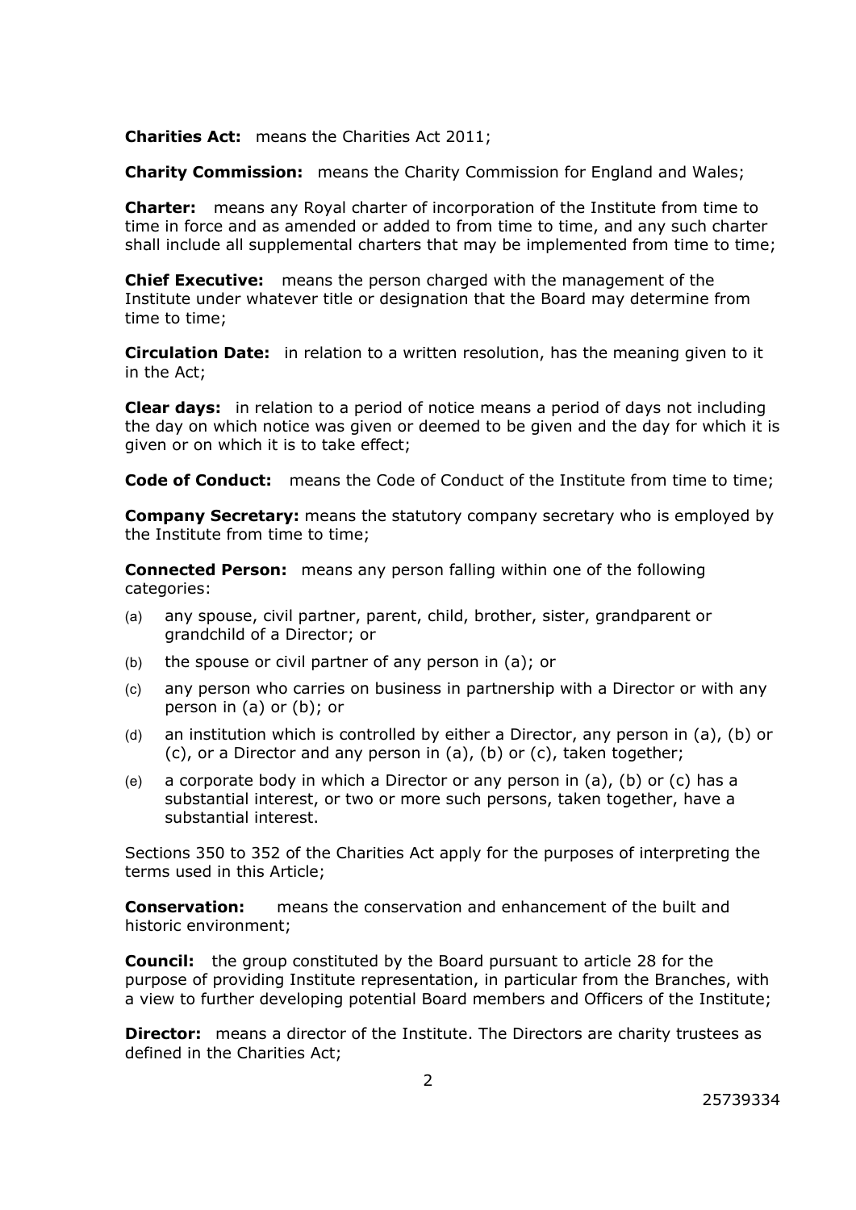**Charities Act:** means the Charities Act 2011;

**Charity Commission:** means the Charity Commission for England and Wales;

**Charter:** means any Royal charter of incorporation of the Institute from time to time in force and as amended or added to from time to time, and any such charter shall include all supplemental charters that may be implemented from time to time;

**Chief Executive:** means the person charged with the management of the Institute under whatever title or designation that the Board may determine from time to time;

**Circulation Date:** in relation to a written resolution, has the meaning given to it in the Act;

**Clear days:** in relation to a period of notice means a period of days not including the day on which notice was given or deemed to be given and the day for which it is given or on which it is to take effect;

**Code of Conduct:** means the Code of Conduct of the Institute from time to time;

**Company Secretary:** means the statutory company secretary who is employed by the Institute from time to time;

**Connected Person:** means any person falling within one of the following categories:

(a) any spouse, civil partner, parent, child, brother, sister, grandparent or grandchild of a Director; or

(b) the spouse or civil partner of any person in (a); or

(c) any person who carries on business in partnership with a Director or with any person in (a) or (b); or

(d) an institution which is controlled by either a Director, any person in (a), (b) or (c), or a Director and any person in (a), (b) or (c), taken together;

(e) a corporate body in which a Director or any person in (a), (b) or (c) has a substantial interest, or two or more such persons, taken together, have a substantial interest.

Sections 350 to 352 of the Charities Act apply for the purposes of interpreting the terms used in this Article;

**Conservation:** means the conservation and enhancement of the built and historic environment;

**Council:** the group constituted by the Board pursuant to article 28 for the purpose of providing Institute representation, in particular from the Branches, with a view to further developing potential Board members and Officers of the Institute;

**Director:** means a director of the Institute. The Directors are charity trustees as defined in the Charities Act;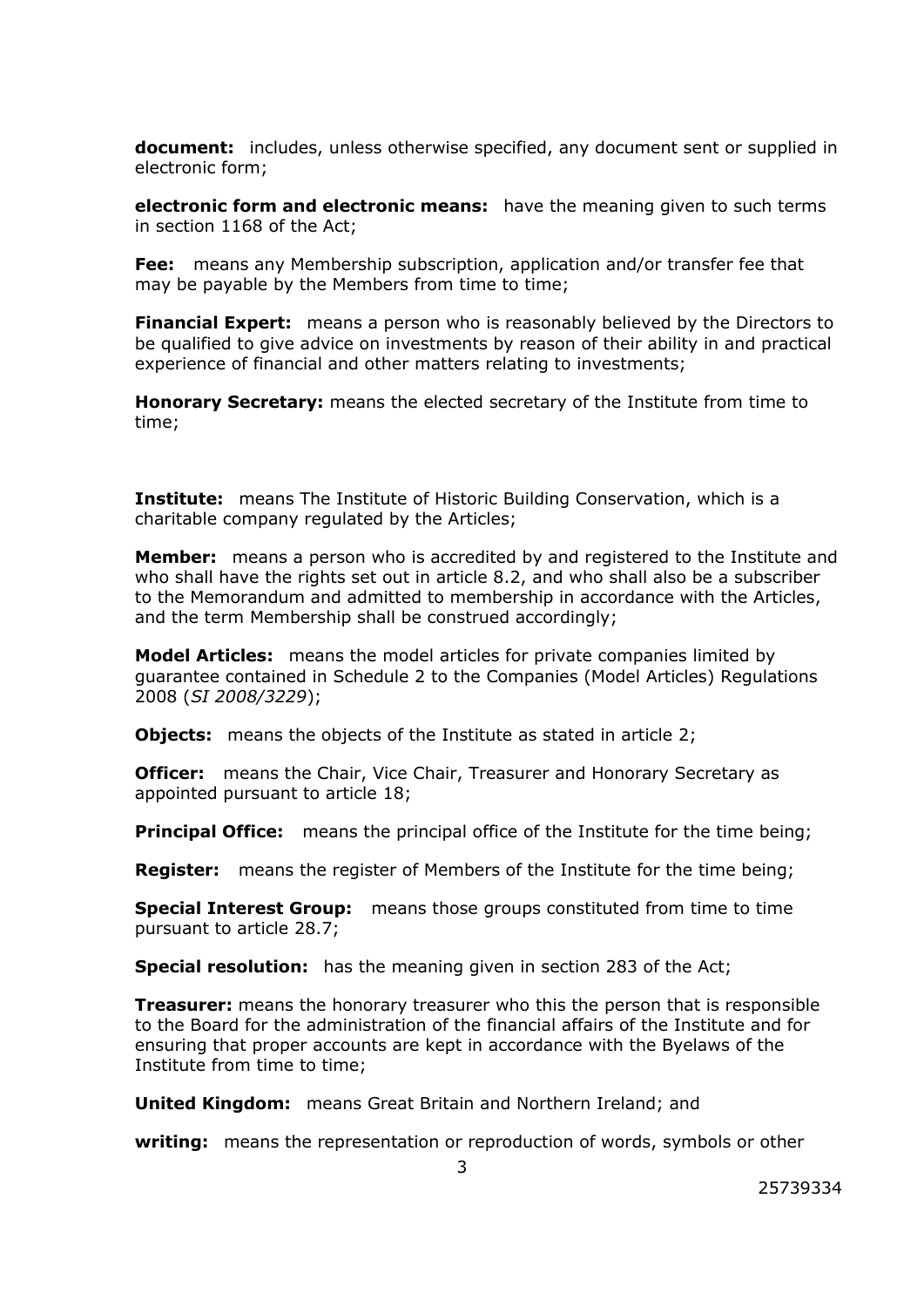**document:** includes, unless otherwise specified, any document sent or supplied in electronic form;

**electronic form and electronic means:** have the meaning given to such terms in section 1168 of the Act;

**Fee:** means any Membership subscription, application and/or transfer fee that may be payable by the Members from time to time;

**Financial Expert:** means a person who is reasonably believed by the Directors to be qualified to give advice on investments by reason of their ability in and practical experience of financial and other matters relating to investments;

**Honorary Secretary:** means the elected secretary of the Institute from time to time;

**Institute:** means The Institute of Historic Building Conservation, which is a charitable company regulated by the Articles;

**Member:** means a person who is accredited by and registered to the Institute and who shall have the rights set out in article 8.2, and who shall also be a subscriber to the Memorandum and admitted to membership in accordance with the Articles, and the term Membership shall be construed accordingly;

**Model Articles:** means the model articles for private companies limited by guarantee contained in Schedule 2 to the Companies (Model Articles) Regulations 2008 (*SI 2008/3229*);

**Objects:** means the objects of the Institute as stated in article 2;

**Officer:** means the Chair, Vice Chair, Treasurer and Honorary Secretary as appointed pursuant to article 18;

**Principal Office:** means the principal office of the Institute for the time being;

**Register:** means the register of Members of the Institute for the time being;

**Special Interest Group:** means those groups constituted from time to time pursuant to article 28.7;

**Special resolution:** has the meaning given in section 283 of the Act;

**Treasurer:** means the honorary treasurer who this the person that is responsible to the Board for the administration of the financial affairs of the Institute and for ensuring that proper accounts are kept in accordance with the Byelaws of the Institute from time to time;

**United Kingdom:** means Great Britain and Northern Ireland; and

**writing:** means the representation or reproduction of words, symbols or other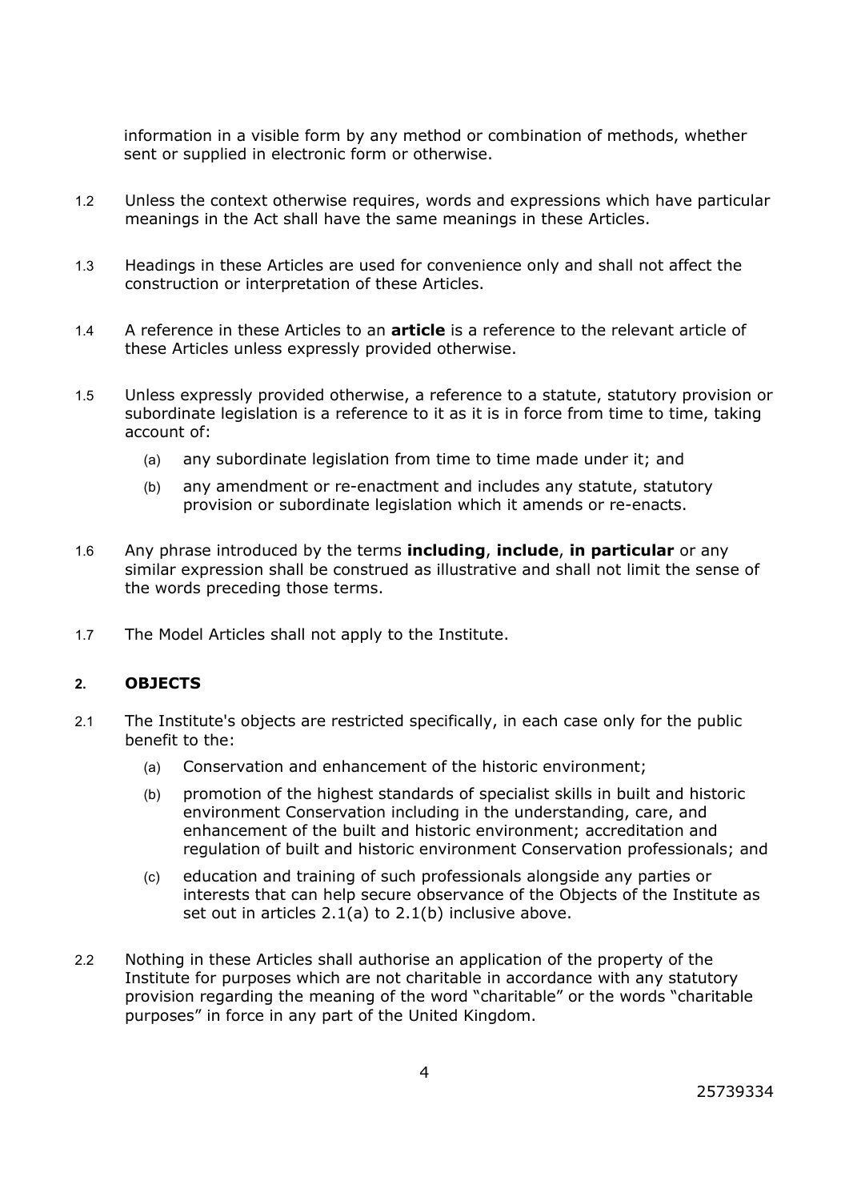information in a visible form by any method or combination of methods, whether sent or supplied in electronic form or otherwise.

1.2 Unless the context otherwise requires, words and expressions which have particular meanings in the Act shall have the same meanings in these Articles.

1.3 Headings in these Articles are used for convenience only and shall not affect the construction or interpretation of these Articles.

1.4 A reference in these Articles to an **article** is a reference to the relevant article of these Articles unless expressly provided otherwise.

1.5 Unless expressly provided otherwise, a reference to a statute, statutory provision or subordinate legislation is a reference to it as it is in force from time to time, taking account of:

- (a) any subordinate legislation from time to time made under it; and
- (b) any amendment or re-enactment and includes any statute, statutory provision or subordinate legislation which it amends or re-enacts.

1.6 Any phrase introduced by the terms **including**, **include**, **in particular** or any similar expression shall be construed as illustrative and shall not limit the sense of the words preceding those terms.

1.7 The Model Articles shall not apply to the Institute.

## 2. OBJECTS

2.1 The Institute's objects are restricted specifically, in each case only for the public benefit to the:

- (a) Conservation and enhancement of the historic environment;
- (b) promotion of the highest standards of specialist skills in built and historic environment Conservation including in the understanding, care, and enhancement of the built and historic environment; accreditation and regulation of built and historic environment Conservation professionals; and
- (c) education and training of such professionals alongside any parties or interests that can help secure observance of the Objects of the Institute as set out in articles 2.1(a) to 2.1(b) inclusive above.

2.2 Nothing in these Articles shall authorise an application of the property of the Institute for purposes which are not charitable in accordance with any statutory provision regarding the meaning of the word "charitable" or the words "charitable purposes" in force in any part of the United Kingdom.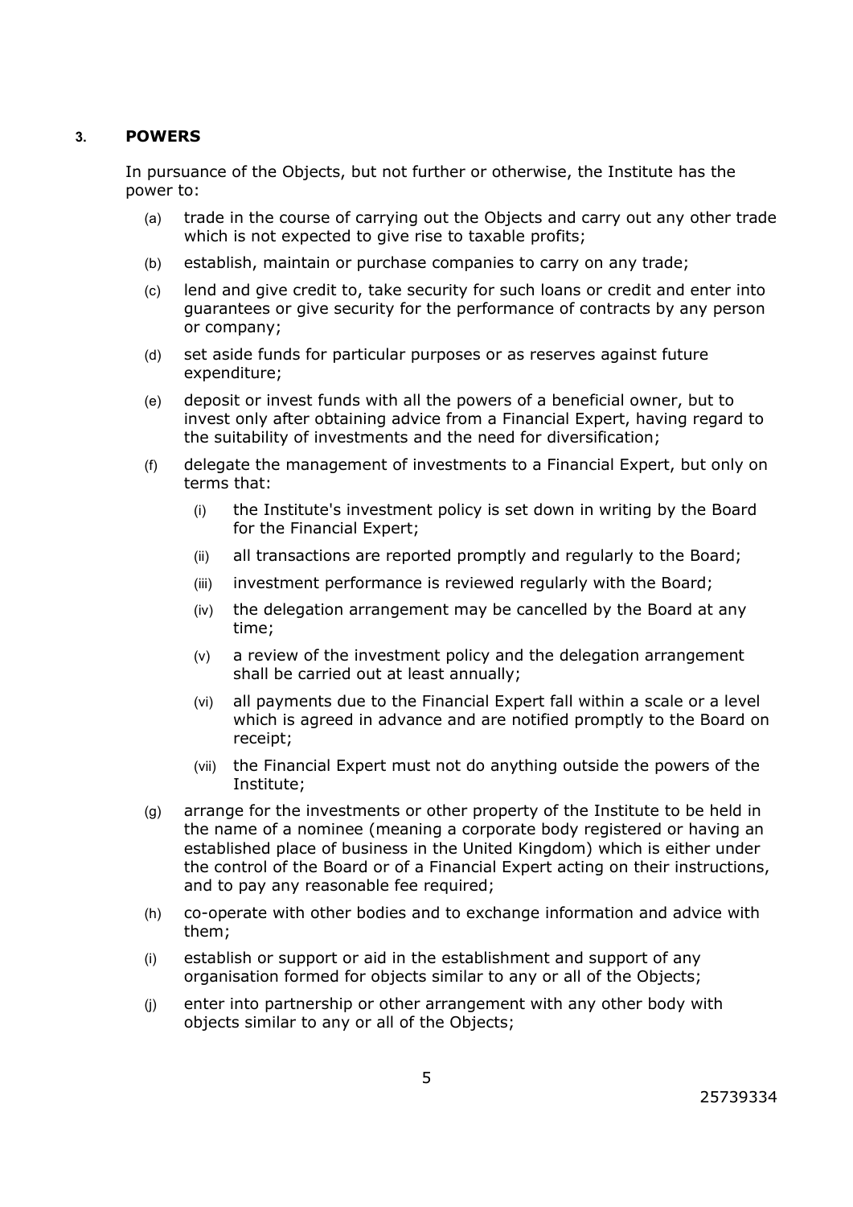## 3. POWERS

In pursuance of the Objects, but not further or otherwise, the Institute has the power to:

(a) trade in the course of carrying out the Objects and carry out any other trade which is not expected to give rise to taxable profits;

(b) establish, maintain or purchase companies to carry on any trade;

(c) lend and give credit to, take security for such loans or credit and enter into guarantees or give security for the performance of contracts by any person or company;

(d) set aside funds for particular purposes or as reserves against future expenditure;

(e) deposit or invest funds with all the powers of a beneficial owner, but to invest only after obtaining advice from a Financial Expert, having regard to the suitability of investments and the need for diversification;

(f) delegate the management of investments to a Financial Expert, but only on terms that:

   (i) the Institute's investment policy is set down in writing by the Board for the Financial Expert;

   (ii) all transactions are reported promptly and regularly to the Board;

   (iii) investment performance is reviewed regularly with the Board;

   (iv) the delegation arrangement may be cancelled by the Board at any time;

   (v) a review of the investment policy and the delegation arrangement shall be carried out at least annually;

   (vi) all payments due to the Financial Expert fall within a scale or a level which is agreed in advance and are notified promptly to the Board on receipt;

   (vii) the Financial Expert must not do anything outside the powers of the Institute;

(g) arrange for the investments or other property of the Institute to be held in the name of a nominee (meaning a corporate body registered or having an established place of business in the United Kingdom) which is either under the control of the Board or of a Financial Expert acting on their instructions, and to pay any reasonable fee required;

(h) co-operate with other bodies and to exchange information and advice with them;

(i) establish or support or aid in the establishment and support of any organisation formed for objects similar to any or all of the Objects;

(j) enter into partnership or other arrangement with any other body with objects similar to any or all of the Objects;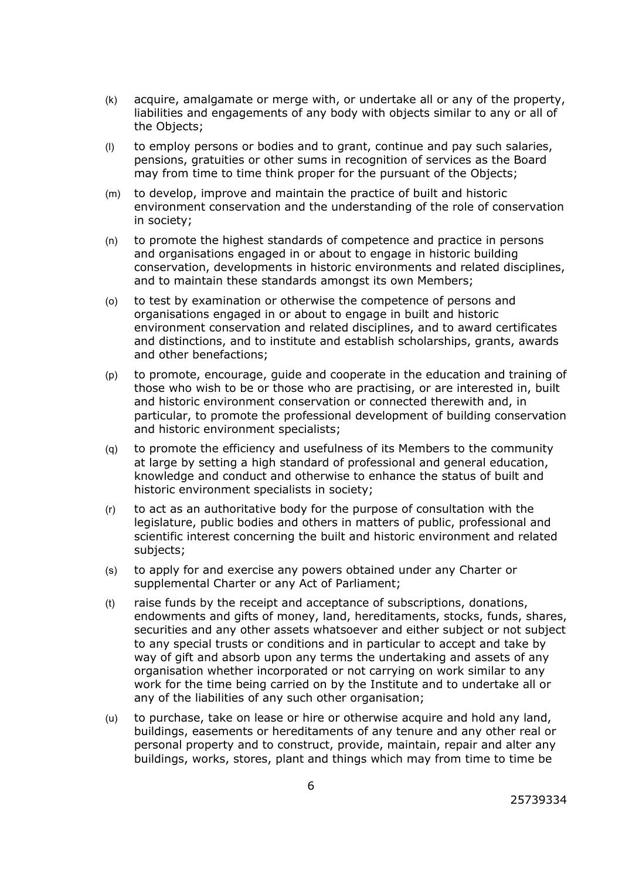(k) acquire, amalgamate or merge with, or undertake all or any of the property, liabilities and engagements of any body with objects similar to any or all of the Objects;

(l) to employ persons or bodies and to grant, continue and pay such salaries, pensions, gratuities or other sums in recognition of services as the Board may from time to time think proper for the pursuant of the Objects;

(m) to develop, improve and maintain the practice of built and historic environment conservation and the understanding of the role of conservation in society;

(n) to promote the highest standards of competence and practice in persons and organisations engaged in or about to engage in historic building conservation, developments in historic environments and related disciplines, and to maintain these standards amongst its own Members;

(o) to test by examination or otherwise the competence of persons and organisations engaged in or about to engage in built and historic environment conservation and related disciplines, and to award certificates and distinctions, and to institute and establish scholarships, grants, awards and other benefactions;

(p) to promote, encourage, guide and cooperate in the education and training of those who wish to be or those who are practising, or are interested in, built and historic environment conservation or connected therewith and, in particular, to promote the professional development of building conservation and historic environment specialists;

(q) to promote the efficiency and usefulness of its Members to the community at large by setting a high standard of professional and general education, knowledge and conduct and otherwise to enhance the status of built and historic environment specialists in society;

(r) to act as an authoritative body for the purpose of consultation with the legislature, public bodies and others in matters of public, professional and scientific interest concerning the built and historic environment and related subjects;

(s) to apply for and exercise any powers obtained under any Charter or supplemental Charter or any Act of Parliament;

(t) raise funds by the receipt and acceptance of subscriptions, donations, endowments and gifts of money, land, hereditaments, stocks, funds, shares, securities and any other assets whatsoever and either subject or not subject to any special trusts or conditions and in particular to accept and take by way of gift and absorb upon any terms the undertaking and assets of any organisation whether incorporated or not carrying on work similar to any work for the time being carried on by the Institute and to undertake all or any of the liabilities of any such other organisation;

(u) to purchase, take on lease or hire or otherwise acquire and hold any land, buildings, easements or hereditaments of any tenure and any other real or personal property and to construct, provide, maintain, repair and alter any buildings, works, stores, plant and things which may from time to time be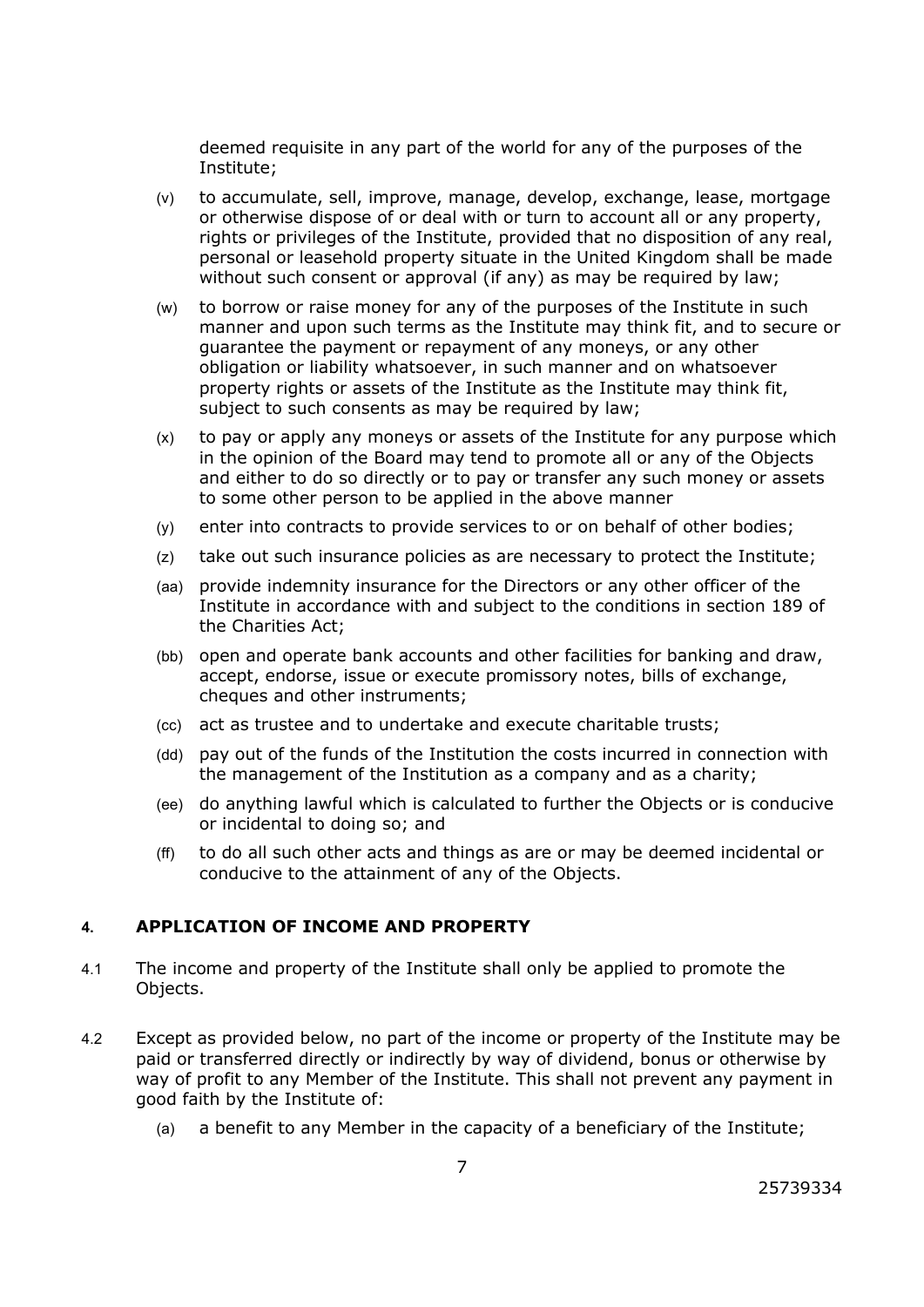deemed requisite in any part of the world for any of the purposes of the Institute;

(v) to accumulate, sell, improve, manage, develop, exchange, lease, mortgage or otherwise dispose of or deal with or turn to account all or any property, rights or privileges of the Institute, provided that no disposition of any real, personal or leasehold property situate in the United Kingdom shall be made without such consent or approval (if any) as may be required by law;

(w) to borrow or raise money for any of the purposes of the Institute in such manner and upon such terms as the Institute may think fit, and to secure or guarantee the payment or repayment of any moneys, or any other obligation or liability whatsoever, in such manner and on whatsoever property rights or assets of the Institute as the Institute may think fit, subject to such consents as may be required by law;

(x) to pay or apply any moneys or assets of the Institute for any purpose which in the opinion of the Board may tend to promote all or any of the Objects and either to do so directly or to pay or transfer any such money or assets to some other person to be applied in the above manner

(y) enter into contracts to provide services to or on behalf of other bodies;

(z) take out such insurance policies as are necessary to protect the Institute;

(aa) provide indemnity insurance for the Directors or any other officer of the Institute in accordance with and subject to the conditions in section 189 of the Charities Act;

(bb) open and operate bank accounts and other facilities for banking and draw, accept, endorse, issue or execute promissory notes, bills of exchange, cheques and other instruments;

(cc) act as trustee and to undertake and execute charitable trusts;

(dd) pay out of the funds of the Institution the costs incurred in connection with the management of the Institution as a company and as a charity;

(ee) do anything lawful which is calculated to further the Objects or is conducive or incidental to doing so; and

(ff) to do all such other acts and things as are or may be deemed incidental or conducive to the attainment of any of the Objects.

## 4. APPLICATION OF INCOME AND PROPERTY

4.1 The income and property of the Institute shall only be applied to promote the Objects.

4.2 Except as provided below, no part of the income or property of the Institute may be paid or transferred directly or indirectly by way of dividend, bonus or otherwise by way of profit to any Member of the Institute. This shall not prevent any payment in good faith by the Institute of:

(a) a benefit to any Member in the capacity of a beneficiary of the Institute;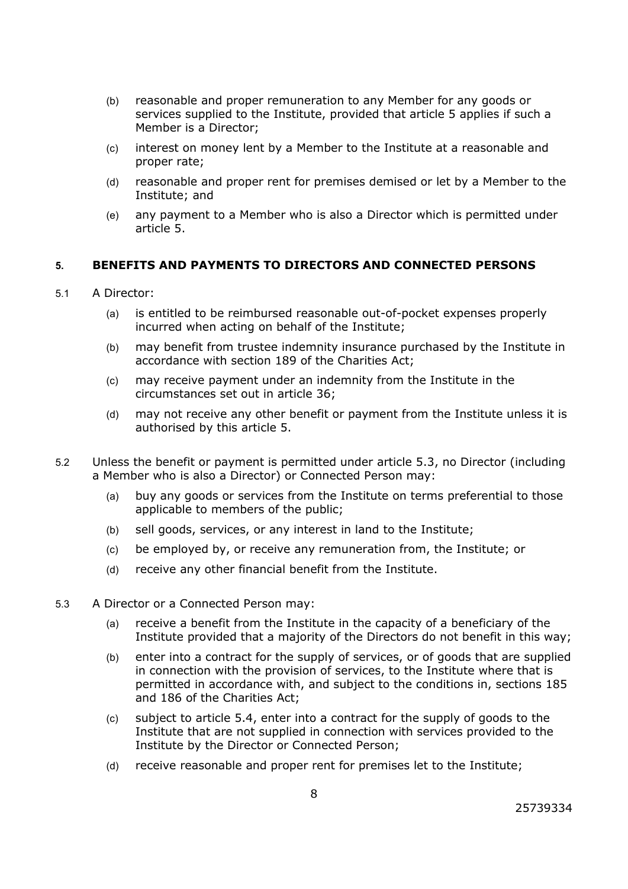- (b) reasonable and proper remuneration to any Member for any goods or services supplied to the Institute, provided that article 5 applies if such a Member is a Director;
- (c) interest on money lent by a Member to the Institute at a reasonable and proper rate;
- (d) reasonable and proper rent for premises demised or let by a Member to the Institute; and
- (e) any payment to a Member who is also a Director which is permitted under article 5.

## 5. BENEFITS AND PAYMENTS TO DIRECTORS AND CONNECTED PERSONS

5.1 A Director:

- (a) is entitled to be reimbursed reasonable out-of-pocket expenses properly incurred when acting on behalf of the Institute;
- (b) may benefit from trustee indemnity insurance purchased by the Institute in accordance with section 189 of the Charities Act;
- (c) may receive payment under an indemnity from the Institute in the circumstances set out in article 36;
- (d) may not receive any other benefit or payment from the Institute unless it is authorised by this article 5.

5.2 Unless the benefit or payment is permitted under article 5.3, no Director (including a Member who is also a Director) or Connected Person may:

- (a) buy any goods or services from the Institute on terms preferential to those applicable to members of the public;
- (b) sell goods, services, or any interest in land to the Institute;
- (c) be employed by, or receive any remuneration from, the Institute; or
- (d) receive any other financial benefit from the Institute.

5.3 A Director or a Connected Person may:

- (a) receive a benefit from the Institute in the capacity of a beneficiary of the Institute provided that a majority of the Directors do not benefit in this way;
- (b) enter into a contract for the supply of services, or of goods that are supplied in connection with the provision of services, to the Institute where that is permitted in accordance with, and subject to the conditions in, sections 185 and 186 of the Charities Act;
- (c) subject to article 5.4, enter into a contract for the supply of goods to the Institute that are not supplied in connection with services provided to the Institute by the Director or Connected Person;
- (d) receive reasonable and proper rent for premises let to the Institute;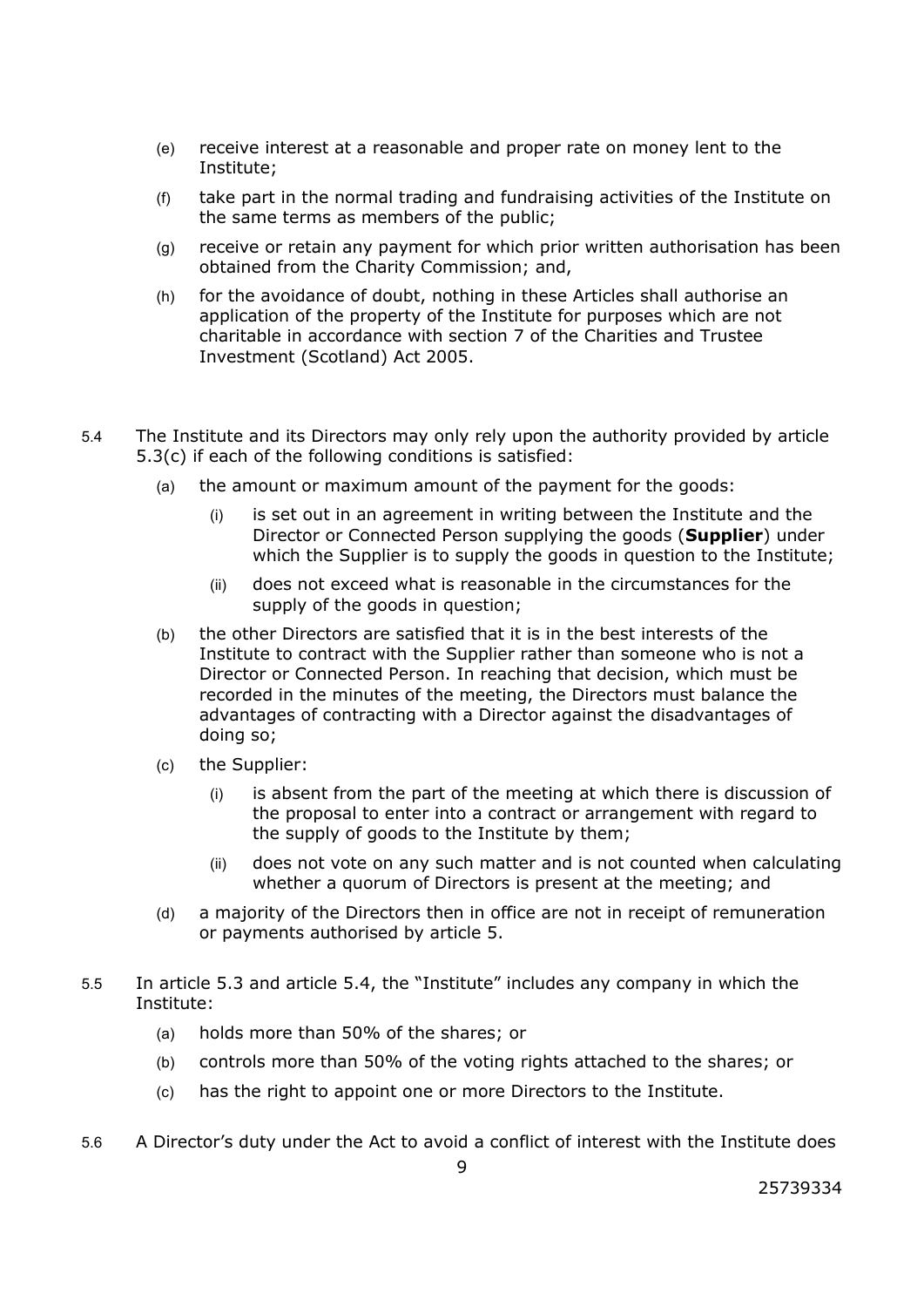(e) receive interest at a reasonable and proper rate on money lent to the Institute;

(f) take part in the normal trading and fundraising activities of the Institute on the same terms as members of the public;

(g) receive or retain any payment for which prior written authorisation has been obtained from the Charity Commission; and,

(h) for the avoidance of doubt, nothing in these Articles shall authorise an application of the property of the Institute for purposes which are not charitable in accordance with section 7 of the Charities and Trustee Investment (Scotland) Act 2005.

5.4 The Institute and its Directors may only rely upon the authority provided by article 5.3(c) if each of the following conditions is satisfied:

(a) the amount or maximum amount of the payment for the goods:

(i) is set out in an agreement in writing between the Institute and the Director or Connected Person supplying the goods (**Supplier**) under which the Supplier is to supply the goods in question to the Institute;

(ii) does not exceed what is reasonable in the circumstances for the supply of the goods in question;

(b) the other Directors are satisfied that it is in the best interests of the Institute to contract with the Supplier rather than someone who is not a Director or Connected Person. In reaching that decision, which must be recorded in the minutes of the meeting, the Directors must balance the advantages of contracting with a Director against the disadvantages of doing so;

(c) the Supplier:

(i) is absent from the part of the meeting at which there is discussion of the proposal to enter into a contract or arrangement with regard to the supply of goods to the Institute by them;

(ii) does not vote on any such matter and is not counted when calculating whether a quorum of Directors is present at the meeting; and

(d) a majority of the Directors then in office are not in receipt of remuneration or payments authorised by article 5.

5.5 In article 5.3 and article 5.4, the "Institute" includes any company in which the Institute:

(a) holds more than 50% of the shares; or

(b) controls more than 50% of the voting rights attached to the shares; or

(c) has the right to appoint one or more Directors to the Institute.

5.6 A Director's duty under the Act to avoid a conflict of interest with the Institute does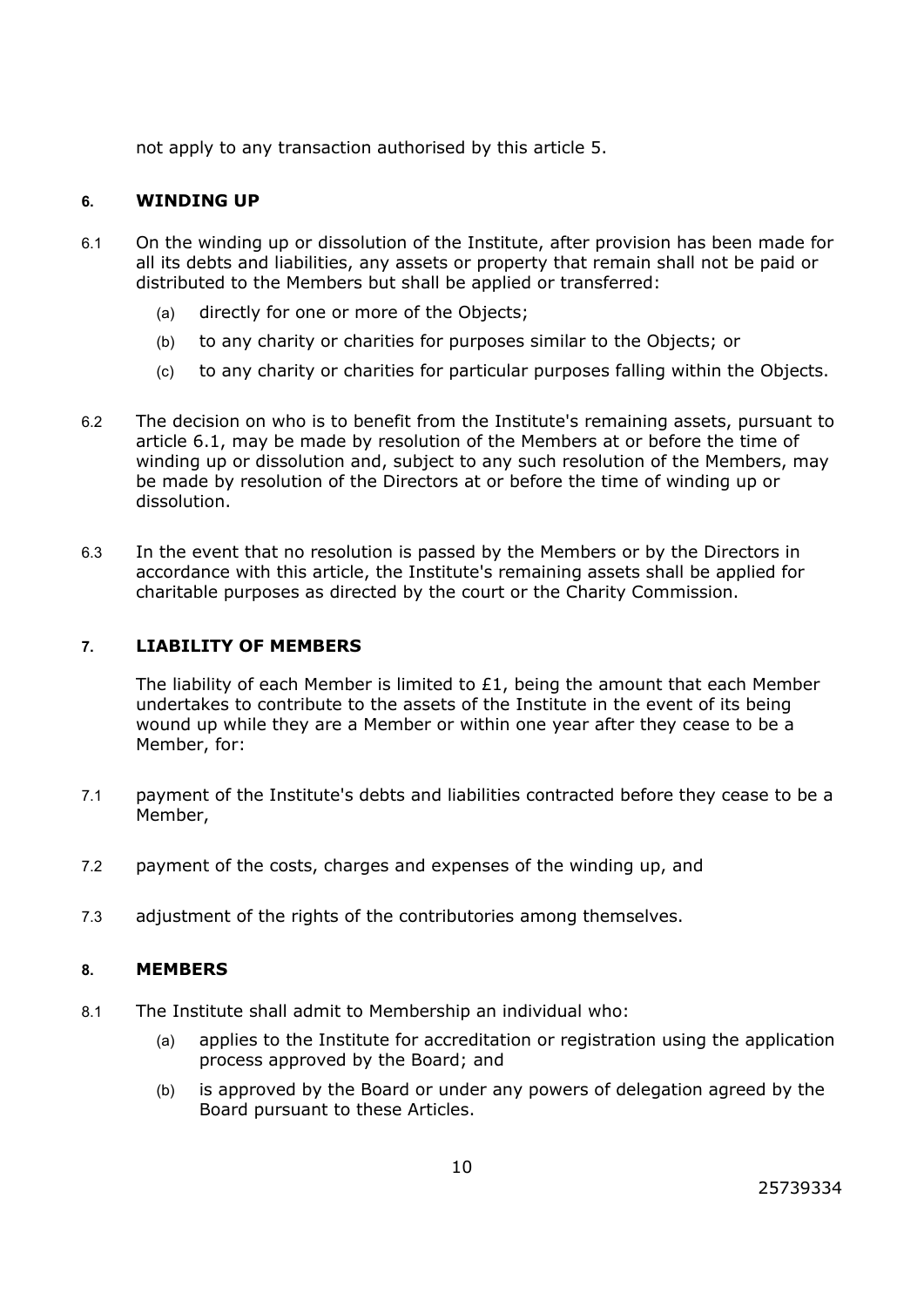not apply to any transaction authorised by this article 5.

## 6. WINDING UP

6.1 On the winding up or dissolution of the Institute, after provision has been made for all its debts and liabilities, any assets or property that remain shall not be paid or distributed to the Members but shall be applied or transferred:

(a) directly for one or more of the Objects;

(b) to any charity or charities for purposes similar to the Objects; or

(c) to any charity or charities for particular purposes falling within the Objects.

6.2 The decision on who is to benefit from the Institute's remaining assets, pursuant to article 6.1, may be made by resolution of the Members at or before the time of winding up or dissolution and, subject to any such resolution of the Members, may be made by resolution of the Directors at or before the time of winding up or dissolution.

6.3 In the event that no resolution is passed by the Members or by the Directors in accordance with this article, the Institute's remaining assets shall be applied for charitable purposes as directed by the court or the Charity Commission.

## 7. LIABILITY OF MEMBERS

The liability of each Member is limited to £1, being the amount that each Member undertakes to contribute to the assets of the Institute in the event of its being wound up while they are a Member or within one year after they cease to be a Member, for:

7.1 payment of the Institute's debts and liabilities contracted before they cease to be a Member,

7.2 payment of the costs, charges and expenses of the winding up, and

7.3 adjustment of the rights of the contributories among themselves.

## 8. MEMBERS

8.1 The Institute shall admit to Membership an individual who:

(a) applies to the Institute for accreditation or registration using the application process approved by the Board; and

(b) is approved by the Board or under any powers of delegation agreed by the Board pursuant to these Articles.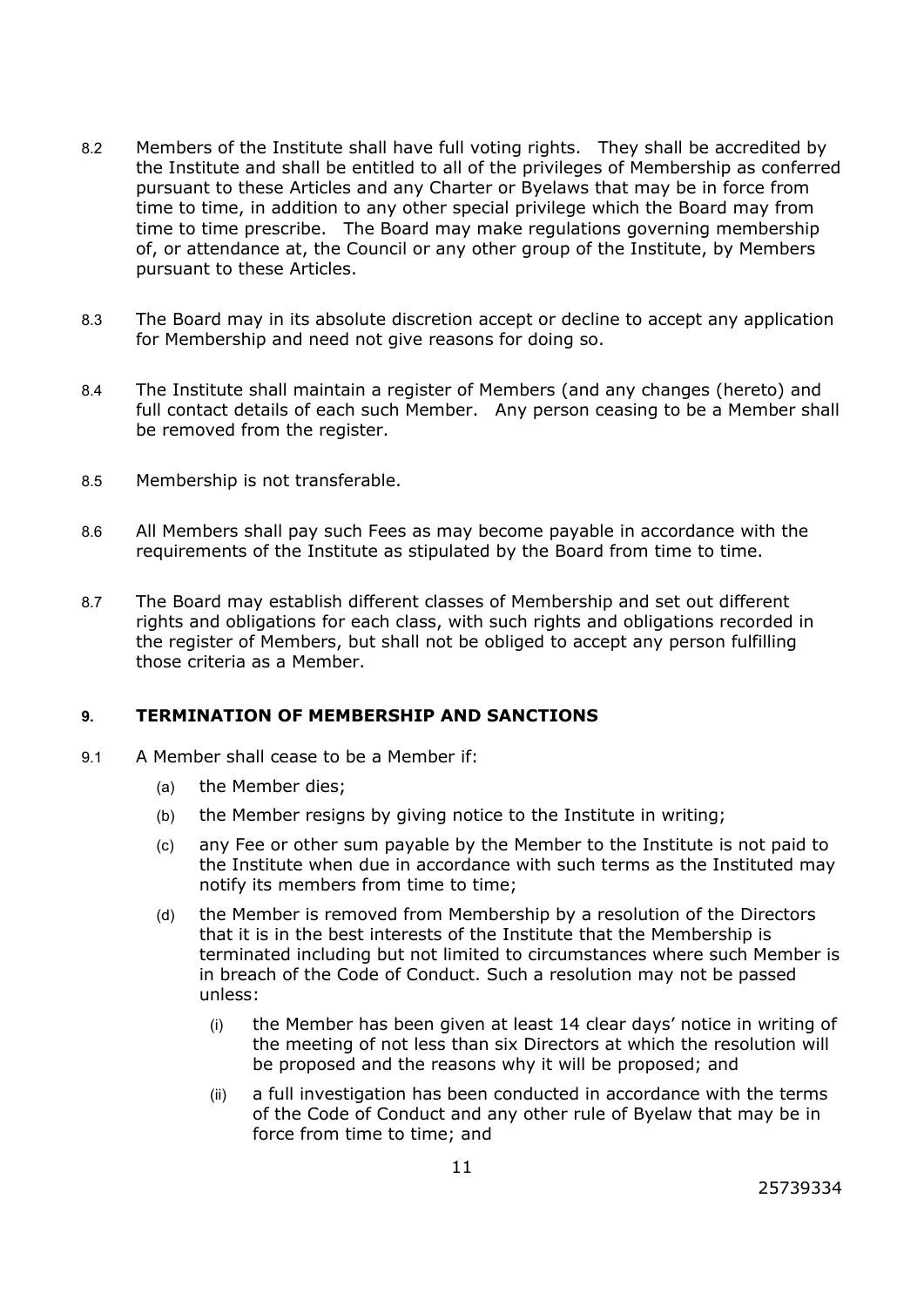8.2 Members of the Institute shall have full voting rights. They shall be accredited by the Institute and shall be entitled to all of the privileges of Membership as conferred pursuant to these Articles and any Charter or Byelaws that may be in force from time to time, in addition to any other special privilege which the Board may from time to time prescribe. The Board may make regulations governing membership of, or attendance at, the Council or any other group of the Institute, by Members pursuant to these Articles.

8.3 The Board may in its absolute discretion accept or decline to accept any application for Membership and need not give reasons for doing so.

8.4 The Institute shall maintain a register of Members (and any changes (hereto) and full contact details of each such Member. Any person ceasing to be a Member shall be removed from the register.

8.5 Membership is not transferable.

8.6 All Members shall pay such Fees as may become payable in accordance with the requirements of the Institute as stipulated by the Board from time to time.

8.7 The Board may establish different classes of Membership and set out different rights and obligations for each class, with such rights and obligations recorded in the register of Members, but shall not be obliged to accept any person fulfilling those criteria as a Member.

## 9. TERMINATION OF MEMBERSHIP AND SANCTIONS

9.1 A Member shall cease to be a Member if:

(a) the Member dies;

(b) the Member resigns by giving notice to the Institute in writing;

(c) any Fee or other sum payable by the Member to the Institute is not paid to the Institute when due in accordance with such terms as the Instituted may notify its members from time to time;

(d) the Member is removed from Membership by a resolution of the Directors that it is in the best interests of the Institute that the Membership is terminated including but not limited to circumstances where such Member is in breach of the Code of Conduct. Such a resolution may not be passed unless:

(i) the Member has been given at least 14 clear days' notice in writing of the meeting of not less than six Directors at which the resolution will be proposed and the reasons why it will be proposed; and

(ii) a full investigation has been conducted in accordance with the terms of the Code of Conduct and any other rule of Byelaw that may be in force from time to time; and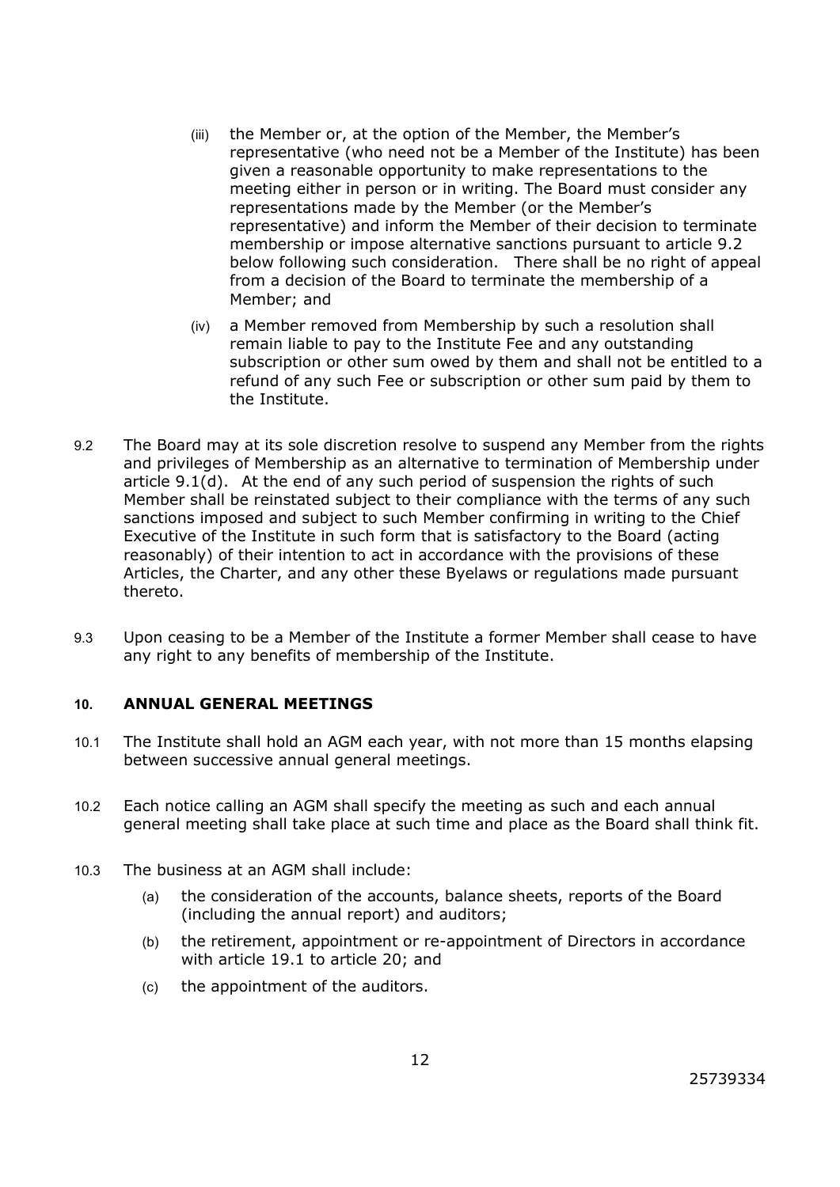(iii) the Member or, at the option of the Member, the Member's representative (who need not be a Member of the Institute) has been given a reasonable opportunity to make representations to the meeting either in person or in writing. The Board must consider any representations made by the Member (or the Member's representative) and inform the Member of their decision to terminate membership or impose alternative sanctions pursuant to article 9.2 below following such consideration. There shall be no right of appeal from a decision of the Board to terminate the membership of a Member; and

(iv) a Member removed from Membership by such a resolution shall remain liable to pay to the Institute Fee and any outstanding subscription or other sum owed by them and shall not be entitled to a refund of any such Fee or subscription or other sum paid by them to the Institute.

9.2 The Board may at its sole discretion resolve to suspend any Member from the rights and privileges of Membership as an alternative to termination of Membership under article 9.1(d). At the end of any such period of suspension the rights of such Member shall be reinstated subject to their compliance with the terms of any such sanctions imposed and subject to such Member confirming in writing to the Chief Executive of the Institute in such form that is satisfactory to the Board (acting reasonably) of their intention to act in accordance with the provisions of these Articles, the Charter, and any other these Byelaws or regulations made pursuant thereto.

9.3 Upon ceasing to be a Member of the Institute a former Member shall cease to have any right to any benefits of membership of the Institute.

## 10. ANNUAL GENERAL MEETINGS

10.1 The Institute shall hold an AGM each year, with not more than 15 months elapsing between successive annual general meetings.

10.2 Each notice calling an AGM shall specify the meeting as such and each annual general meeting shall take place at such time and place as the Board shall think fit.

10.3 The business at an AGM shall include:

(a) the consideration of the accounts, balance sheets, reports of the Board (including the annual report) and auditors;

(b) the retirement, appointment or re-appointment of Directors in accordance with article 19.1 to article 20; and

(c) the appointment of the auditors.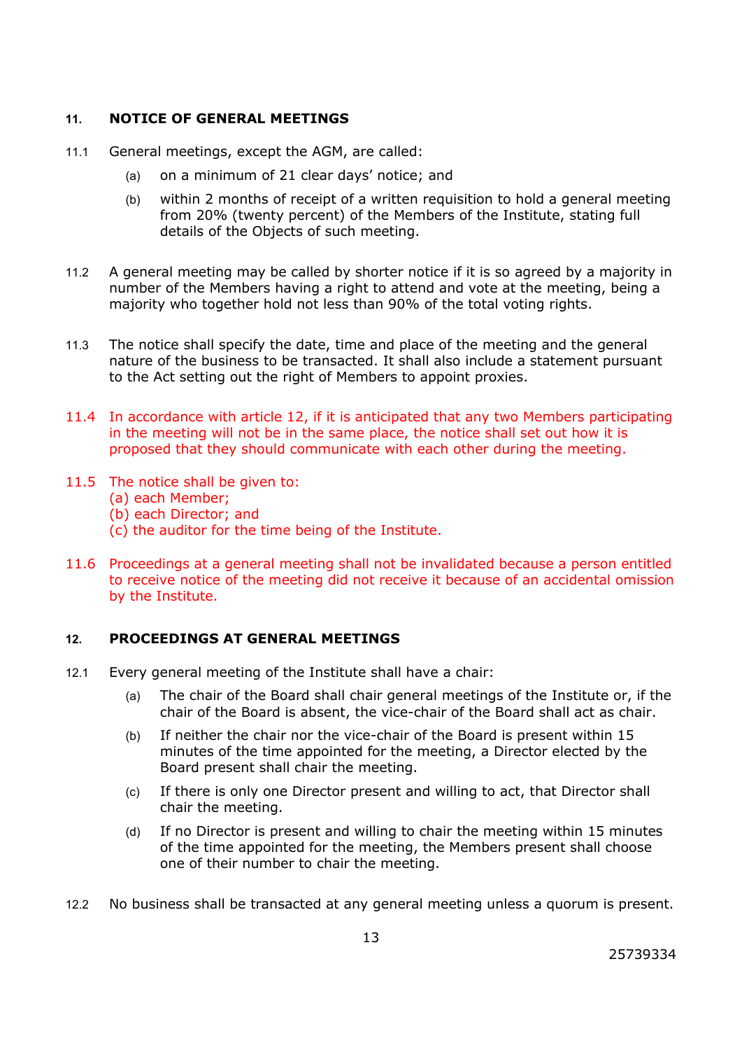## 11. NOTICE OF GENERAL MEETINGS

11.1 General meetings, except the AGM, are called:

- (a) on a minimum of 21 clear days' notice; and
- (b) within 2 months of receipt of a written requisition to hold a general meeting from 20% (twenty percent) of the Members of the Institute, stating full details of the Objects of such meeting.

11.2 A general meeting may be called by shorter notice if it is so agreed by a majority in number of the Members having a right to attend and vote at the meeting, being a majority who together hold not less than 90% of the total voting rights.

11.3 The notice shall specify the date, time and place of the meeting and the general nature of the business to be transacted. It shall also include a statement pursuant to the Act setting out the right of Members to appoint proxies.

11.4 In accordance with article 12, if it is anticipated that any two Members participating in the meeting will not be in the same place, the notice shall set out how it is proposed that they should communicate with each other during the meeting.

11.5 The notice shall be given to:
(a) each Member;
(b) each Director; and
(c) the auditor for the time being of the Institute.

11.6 Proceedings at a general meeting shall not be invalidated because a person entitled to receive notice of the meeting did not receive it because of an accidental omission by the Institute.

## 12. PROCEEDINGS AT GENERAL MEETINGS

12.1 Every general meeting of the Institute shall have a chair:

- (a) The chair of the Board shall chair general meetings of the Institute or, if the chair of the Board is absent, the vice-chair of the Board shall act as chair.
- (b) If neither the chair nor the vice-chair of the Board is present within 15 minutes of the time appointed for the meeting, a Director elected by the Board present shall chair the meeting.
- (c) If there is only one Director present and willing to act, that Director shall chair the meeting.
- (d) If no Director is present and willing to chair the meeting within 15 minutes of the time appointed for the meeting, the Members present shall choose one of their number to chair the meeting.

12.2 No business shall be transacted at any general meeting unless a quorum is present.

25739334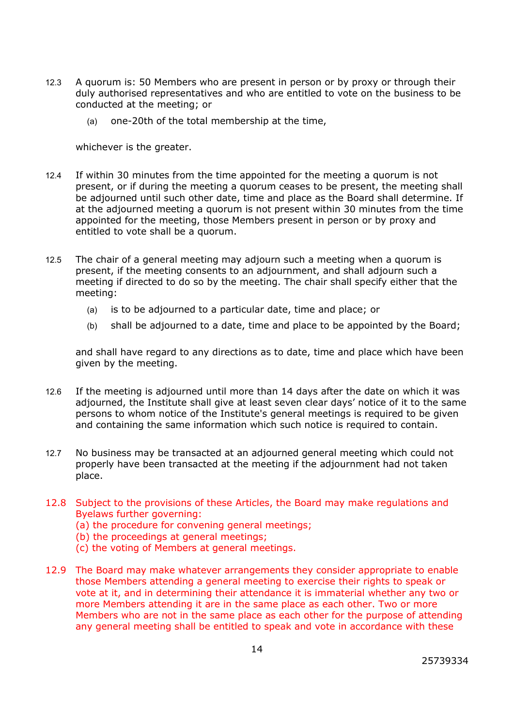12.3 A quorum is: 50 Members who are present in person or by proxy or through their duly authorised representatives and who are entitled to vote on the business to be conducted at the meeting; or

  (a) one-20th of the total membership at the time,

whichever is the greater.

12.4 If within 30 minutes from the time appointed for the meeting a quorum is not present, or if during the meeting a quorum ceases to be present, the meeting shall be adjourned until such other date, time and place as the Board shall determine. If at the adjourned meeting a quorum is not present within 30 minutes from the time appointed for the meeting, those Members present in person or by proxy and entitled to vote shall be a quorum.

12.5 The chair of a general meeting may adjourn such a meeting when a quorum is present, if the meeting consents to an adjournment, and shall adjourn such a meeting if directed to do so by the meeting. The chair shall specify either that the meeting:

  (a) is to be adjourned to a particular date, time and place; or

  (b) shall be adjourned to a date, time and place to be appointed by the Board;

and shall have regard to any directions as to date, time and place which have been given by the meeting.

12.6 If the meeting is adjourned until more than 14 days after the date on which it was adjourned, the Institute shall give at least seven clear days' notice of it to the same persons to whom notice of the Institute's general meetings is required to be given and containing the same information which such notice is required to contain.

12.7 No business may be transacted at an adjourned general meeting which could not properly have been transacted at the meeting if the adjournment had not taken place.

12.8 Subject to the provisions of these Articles, the Board may make regulations and Byelaws further governing:
(a) the procedure for convening general meetings;
(b) the proceedings at general meetings;
(c) the voting of Members at general meetings.

12.9 The Board may make whatever arrangements they consider appropriate to enable those Members attending a general meeting to exercise their rights to speak or vote at it, and in determining their attendance it is immaterial whether any two or more Members attending it are in the same place as each other. Two or more Members who are not in the same place as each other for the purpose of attending any general meeting shall be entitled to speak and vote in accordance with these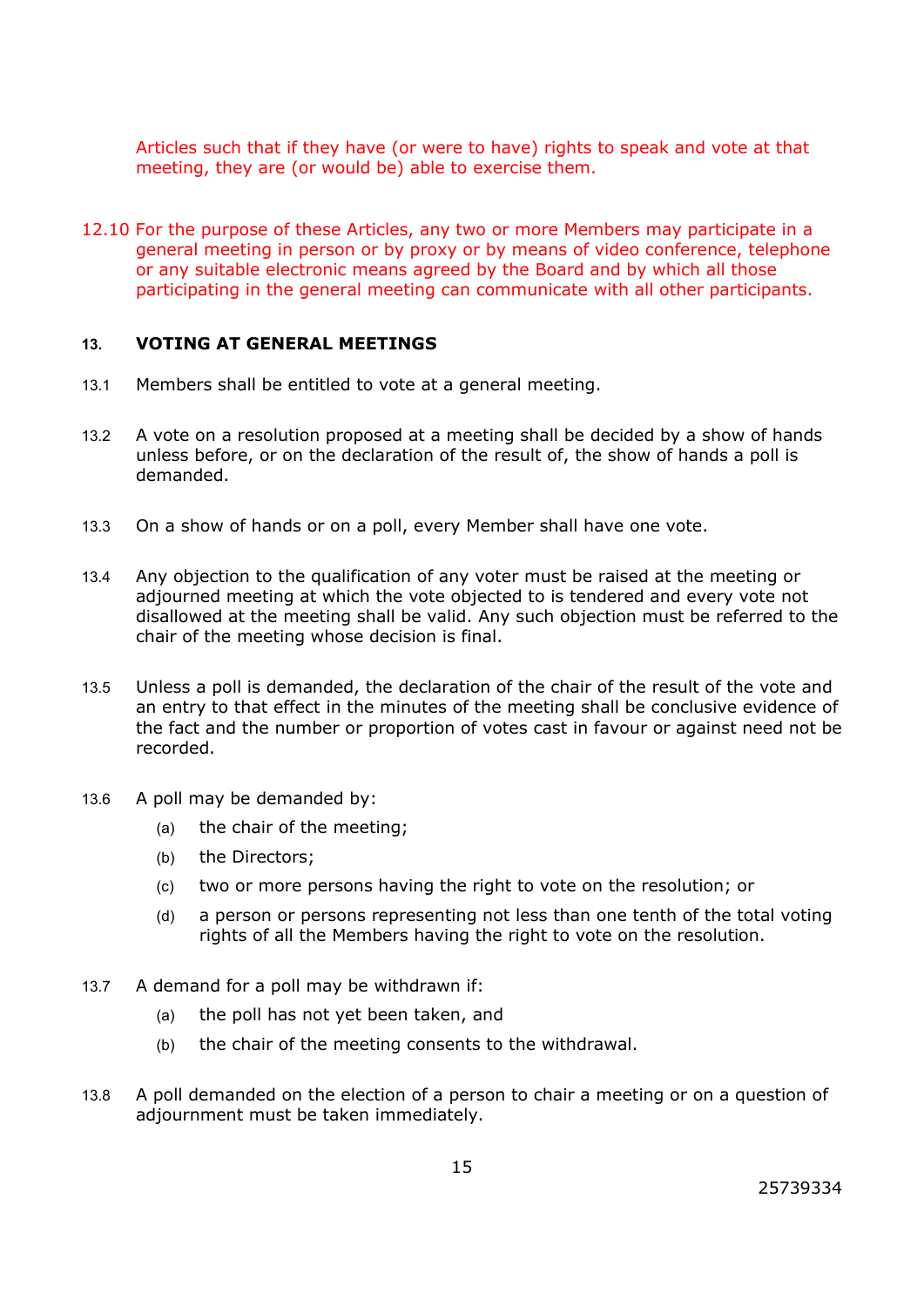Articles such that if they have (or were to have) rights to speak and vote at that meeting, they are (or would be) able to exercise them.

12.10 For the purpose of these Articles, any two or more Members may participate in a general meeting in person or by proxy or by means of video conference, telephone or any suitable electronic means agreed by the Board and by which all those participating in the general meeting can communicate with all other participants.

## 13. VOTING AT GENERAL MEETINGS

13.1 Members shall be entitled to vote at a general meeting.

13.2 A vote on a resolution proposed at a meeting shall be decided by a show of hands unless before, or on the declaration of the result of, the show of hands a poll is demanded.

13.3 On a show of hands or on a poll, every Member shall have one vote.

13.4 Any objection to the qualification of any voter must be raised at the meeting or adjourned meeting at which the vote objected to is tendered and every vote not disallowed at the meeting shall be valid. Any such objection must be referred to the chair of the meeting whose decision is final.

13.5 Unless a poll is demanded, the declaration of the chair of the result of the vote and an entry to that effect in the minutes of the meeting shall be conclusive evidence of the fact and the number or proportion of votes cast in favour or against need not be recorded.

13.6 A poll may be demanded by:

- (a) the chair of the meeting;
- (b) the Directors;
- (c) two or more persons having the right to vote on the resolution; or
- (d) a person or persons representing not less than one tenth of the total voting rights of all the Members having the right to vote on the resolution.

13.7 A demand for a poll may be withdrawn if:

- (a) the poll has not yet been taken, and
- (b) the chair of the meeting consents to the withdrawal.

13.8 A poll demanded on the election of a person to chair a meeting or on a question of adjournment must be taken immediately.

25739334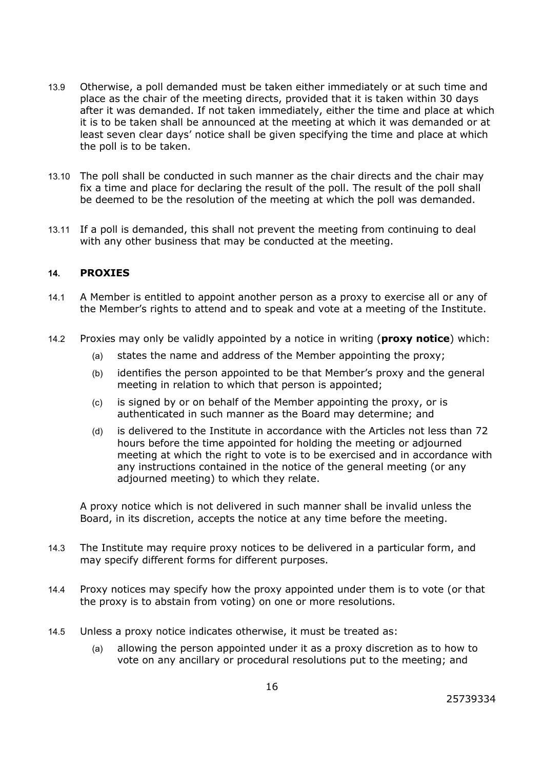13.9 Otherwise, a poll demanded must be taken either immediately or at such time and place as the chair of the meeting directs, provided that it is taken within 30 days after it was demanded. If not taken immediately, either the time and place at which it is to be taken shall be announced at the meeting at which it was demanded or at least seven clear days' notice shall be given specifying the time and place at which the poll is to be taken.

13.10 The poll shall be conducted in such manner as the chair directs and the chair may fix a time and place for declaring the result of the poll. The result of the poll shall be deemed to be the resolution of the meeting at which the poll was demanded.

13.11 If a poll is demanded, this shall not prevent the meeting from continuing to deal with any other business that may be conducted at the meeting.

## 14. PROXIES

14.1 A Member is entitled to appoint another person as a proxy to exercise all or any of the Member's rights to attend and to speak and vote at a meeting of the Institute.

14.2 Proxies may only be validly appointed by a notice in writing (**proxy notice**) which:

(a) states the name and address of the Member appointing the proxy;

(b) identifies the person appointed to be that Member's proxy and the general meeting in relation to which that person is appointed;

(c) is signed by or on behalf of the Member appointing the proxy, or is authenticated in such manner as the Board may determine; and

(d) is delivered to the Institute in accordance with the Articles not less than 72 hours before the time appointed for holding the meeting or adjourned meeting at which the right to vote is to be exercised and in accordance with any instructions contained in the notice of the general meeting (or any adjourned meeting) to which they relate.

A proxy notice which is not delivered in such manner shall be invalid unless the Board, in its discretion, accepts the notice at any time before the meeting.

14.3 The Institute may require proxy notices to be delivered in a particular form, and may specify different forms for different purposes.

14.4 Proxy notices may specify how the proxy appointed under them is to vote (or that the proxy is to abstain from voting) on one or more resolutions.

14.5 Unless a proxy notice indicates otherwise, it must be treated as:

(a) allowing the person appointed under it as a proxy discretion as to how to vote on any ancillary or procedural resolutions put to the meeting; and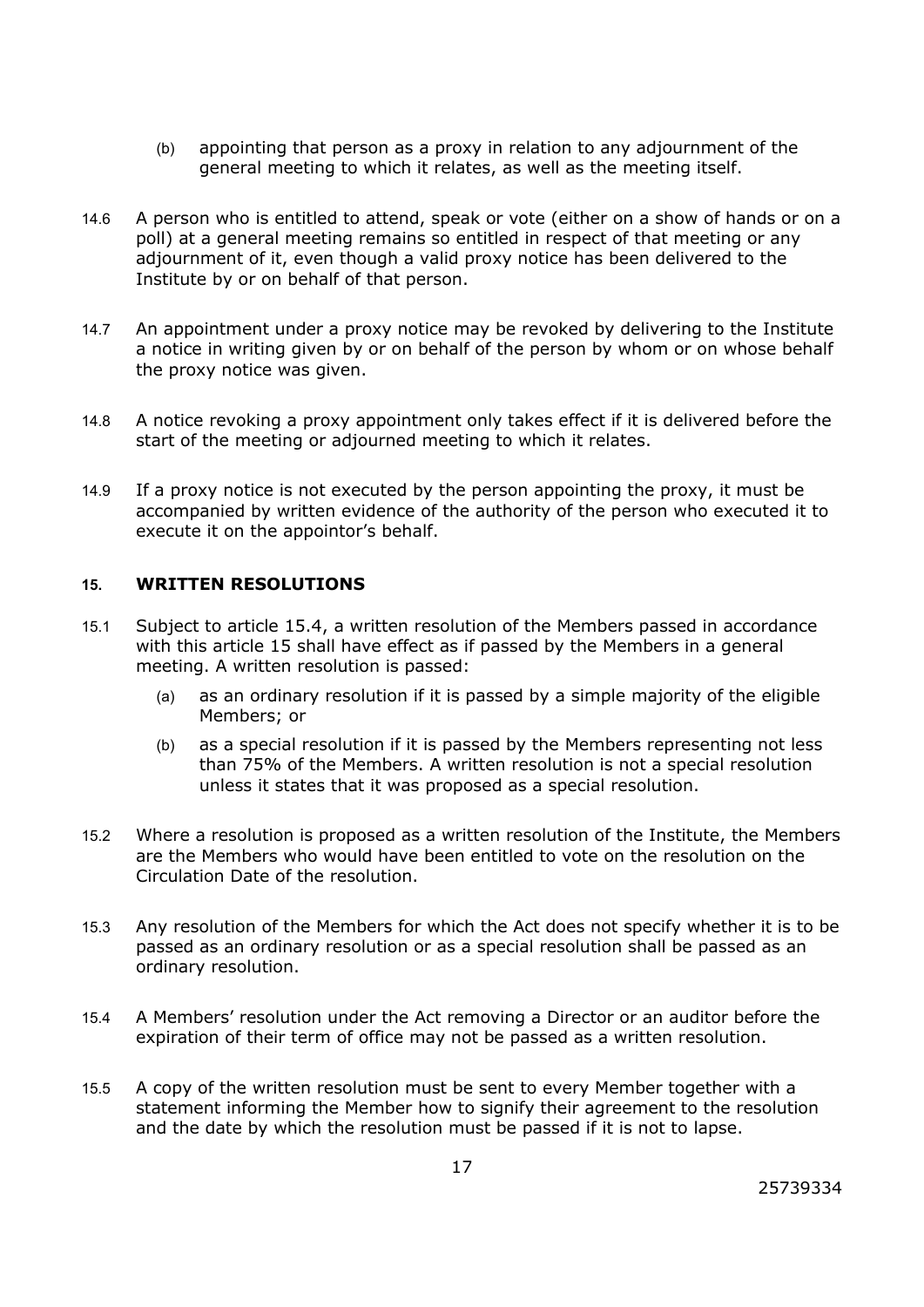(b) appointing that person as a proxy in relation to any adjournment of the general meeting to which it relates, as well as the meeting itself.

14.6 A person who is entitled to attend, speak or vote (either on a show of hands or on a poll) at a general meeting remains so entitled in respect of that meeting or any adjournment of it, even though a valid proxy notice has been delivered to the Institute by or on behalf of that person.

14.7 An appointment under a proxy notice may be revoked by delivering to the Institute a notice in writing given by or on behalf of the person by whom or on whose behalf the proxy notice was given.

14.8 A notice revoking a proxy appointment only takes effect if it is delivered before the start of the meeting or adjourned meeting to which it relates.

14.9 If a proxy notice is not executed by the person appointing the proxy, it must be accompanied by written evidence of the authority of the person who executed it to execute it on the appointor's behalf.

## 15. WRITTEN RESOLUTIONS

15.1 Subject to article 15.4, a written resolution of the Members passed in accordance with this article 15 shall have effect as if passed by the Members in a general meeting. A written resolution is passed:

(a) as an ordinary resolution if it is passed by a simple majority of the eligible Members; or

(b) as a special resolution if it is passed by the Members representing not less than 75% of the Members. A written resolution is not a special resolution unless it states that it was proposed as a special resolution.

15.2 Where a resolution is proposed as a written resolution of the Institute, the Members are the Members who would have been entitled to vote on the resolution on the Circulation Date of the resolution.

15.3 Any resolution of the Members for which the Act does not specify whether it is to be passed as an ordinary resolution or as a special resolution shall be passed as an ordinary resolution.

15.4 A Members' resolution under the Act removing a Director or an auditor before the expiration of their term of office may not be passed as a written resolution.

15.5 A copy of the written resolution must be sent to every Member together with a statement informing the Member how to signify their agreement to the resolution and the date by which the resolution must be passed if it is not to lapse.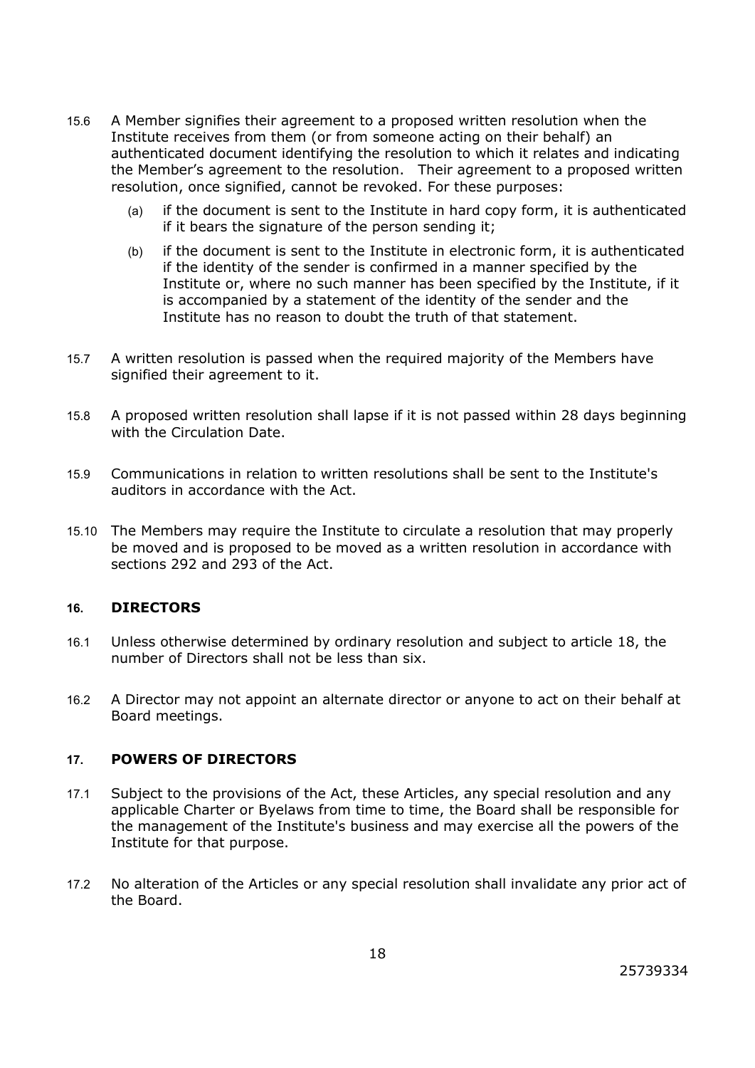15.6 A Member signifies their agreement to a proposed written resolution when the Institute receives from them (or from someone acting on their behalf) an authenticated document identifying the resolution to which it relates and indicating the Member's agreement to the resolution. Their agreement to a proposed written resolution, once signified, cannot be revoked. For these purposes:

   (a) if the document is sent to the Institute in hard copy form, it is authenticated if it bears the signature of the person sending it;

   (b) if the document is sent to the Institute in electronic form, it is authenticated if the identity of the sender is confirmed in a manner specified by the Institute or, where no such manner has been specified by the Institute, if it is accompanied by a statement of the identity of the sender and the Institute has no reason to doubt the truth of that statement.

15.7 A written resolution is passed when the required majority of the Members have signified their agreement to it.

15.8 A proposed written resolution shall lapse if it is not passed within 28 days beginning with the Circulation Date.

15.9 Communications in relation to written resolutions shall be sent to the Institute's auditors in accordance with the Act.

15.10 The Members may require the Institute to circulate a resolution that may properly be moved and is proposed to be moved as a written resolution in accordance with sections 292 and 293 of the Act.

## 16. DIRECTORS

16.1 Unless otherwise determined by ordinary resolution and subject to article 18, the number of Directors shall not be less than six.

16.2 A Director may not appoint an alternate director or anyone to act on their behalf at Board meetings.

## 17. POWERS OF DIRECTORS

17.1 Subject to the provisions of the Act, these Articles, any special resolution and any applicable Charter or Byelaws from time to time, the Board shall be responsible for the management of the Institute's business and may exercise all the powers of the Institute for that purpose.

17.2 No alteration of the Articles or any special resolution shall invalidate any prior act of the Board.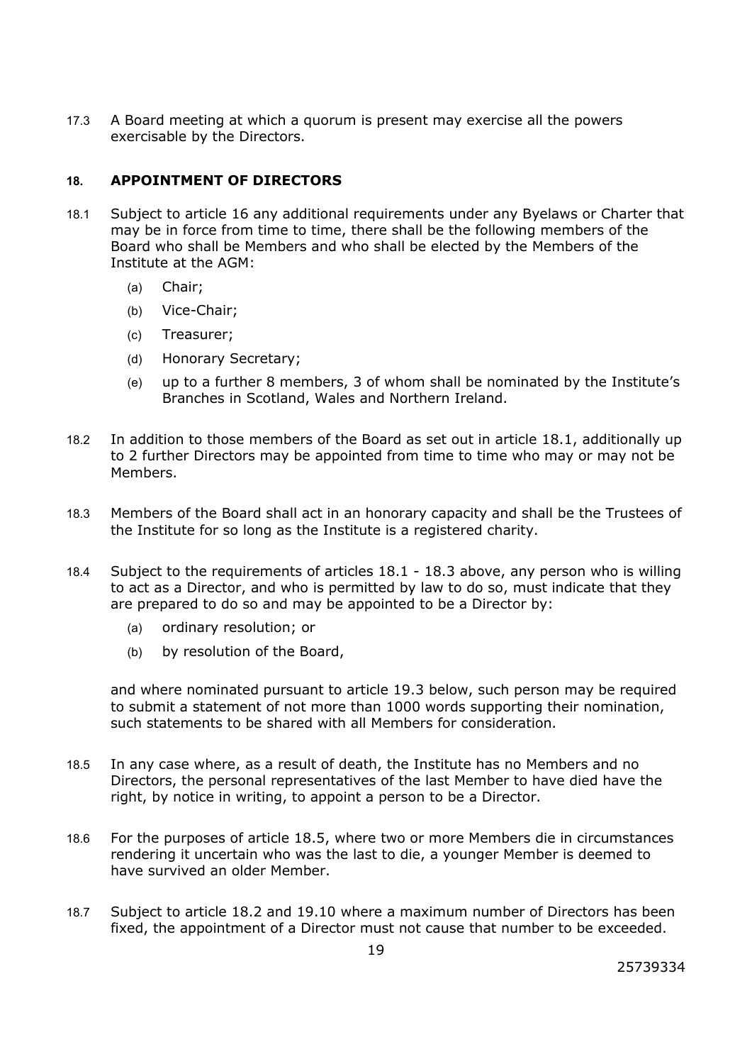17.3 A Board meeting at which a quorum is present may exercise all the powers exercisable by the Directors.

## 18. APPOINTMENT OF DIRECTORS

18.1 Subject to article 16 any additional requirements under any Byelaws or Charter that may be in force from time to time, there shall be the following members of the Board who shall be Members and who shall be elected by the Members of the Institute at the AGM:

- (a) Chair;
- (b) Vice-Chair;
- (c) Treasurer;
- (d) Honorary Secretary;
- (e) up to a further 8 members, 3 of whom shall be nominated by the Institute's Branches in Scotland, Wales and Northern Ireland.

18.2 In addition to those members of the Board as set out in article 18.1, additionally up to 2 further Directors may be appointed from time to time who may or may not be Members.

18.3 Members of the Board shall act in an honorary capacity and shall be the Trustees of the Institute for so long as the Institute is a registered charity.

18.4 Subject to the requirements of articles 18.1 - 18.3 above, any person who is willing to act as a Director, and who is permitted by law to do so, must indicate that they are prepared to do so and may be appointed to be a Director by:

- (a) ordinary resolution; or
- (b) by resolution of the Board,

and where nominated pursuant to article 19.3 below, such person may be required to submit a statement of not more than 1000 words supporting their nomination, such statements to be shared with all Members for consideration.

18.5 In any case where, as a result of death, the Institute has no Members and no Directors, the personal representatives of the last Member to have died have the right, by notice in writing, to appoint a person to be a Director.

18.6 For the purposes of article 18.5, where two or more Members die in circumstances rendering it uncertain who was the last to die, a younger Member is deemed to have survived an older Member.

18.7 Subject to article 18.2 and 19.10 where a maximum number of Directors has been fixed, the appointment of a Director must not cause that number to be exceeded.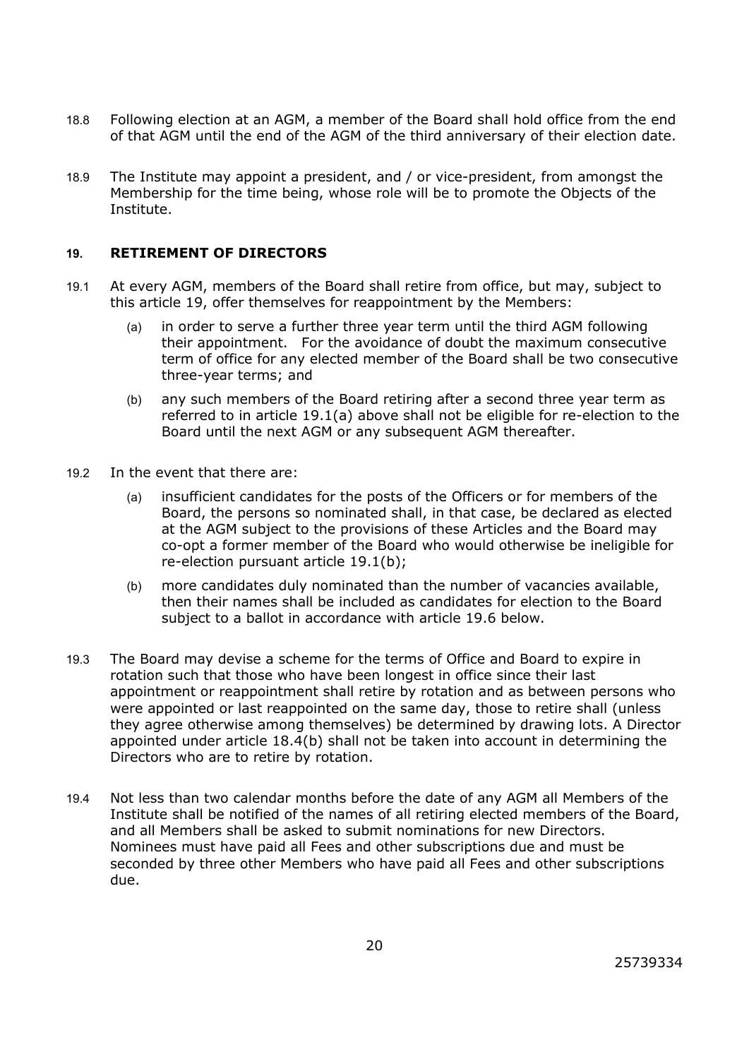18.8 Following election at an AGM, a member of the Board shall hold office from the end of that AGM until the end of the AGM of the third anniversary of their election date.

18.9 The Institute may appoint a president, and / or vice-president, from amongst the Membership for the time being, whose role will be to promote the Objects of the Institute.

## 19. RETIREMENT OF DIRECTORS

19.1 At every AGM, members of the Board shall retire from office, but may, subject to this article 19, offer themselves for reappointment by the Members:

(a) in order to serve a further three year term until the third AGM following their appointment. For the avoidance of doubt the maximum consecutive term of office for any elected member of the Board shall be two consecutive three-year terms; and

(b) any such members of the Board retiring after a second three year term as referred to in article 19.1(a) above shall not be eligible for re-election to the Board until the next AGM or any subsequent AGM thereafter.

19.2 In the event that there are:

(a) insufficient candidates for the posts of the Officers or for members of the Board, the persons so nominated shall, in that case, be declared as elected at the AGM subject to the provisions of these Articles and the Board may co-opt a former member of the Board who would otherwise be ineligible for re-election pursuant article 19.1(b);

(b) more candidates duly nominated than the number of vacancies available, then their names shall be included as candidates for election to the Board subject to a ballot in accordance with article 19.6 below.

19.3 The Board may devise a scheme for the terms of Office and Board to expire in rotation such that those who have been longest in office since their last appointment or reappointment shall retire by rotation and as between persons who were appointed or last reappointed on the same day, those to retire shall (unless they agree otherwise among themselves) be determined by drawing lots. A Director appointed under article 18.4(b) shall not be taken into account in determining the Directors who are to retire by rotation.

19.4 Not less than two calendar months before the date of any AGM all Members of the Institute shall be notified of the names of all retiring elected members of the Board, and all Members shall be asked to submit nominations for new Directors. Nominees must have paid all Fees and other subscriptions due and must be seconded by three other Members who have paid all Fees and other subscriptions due.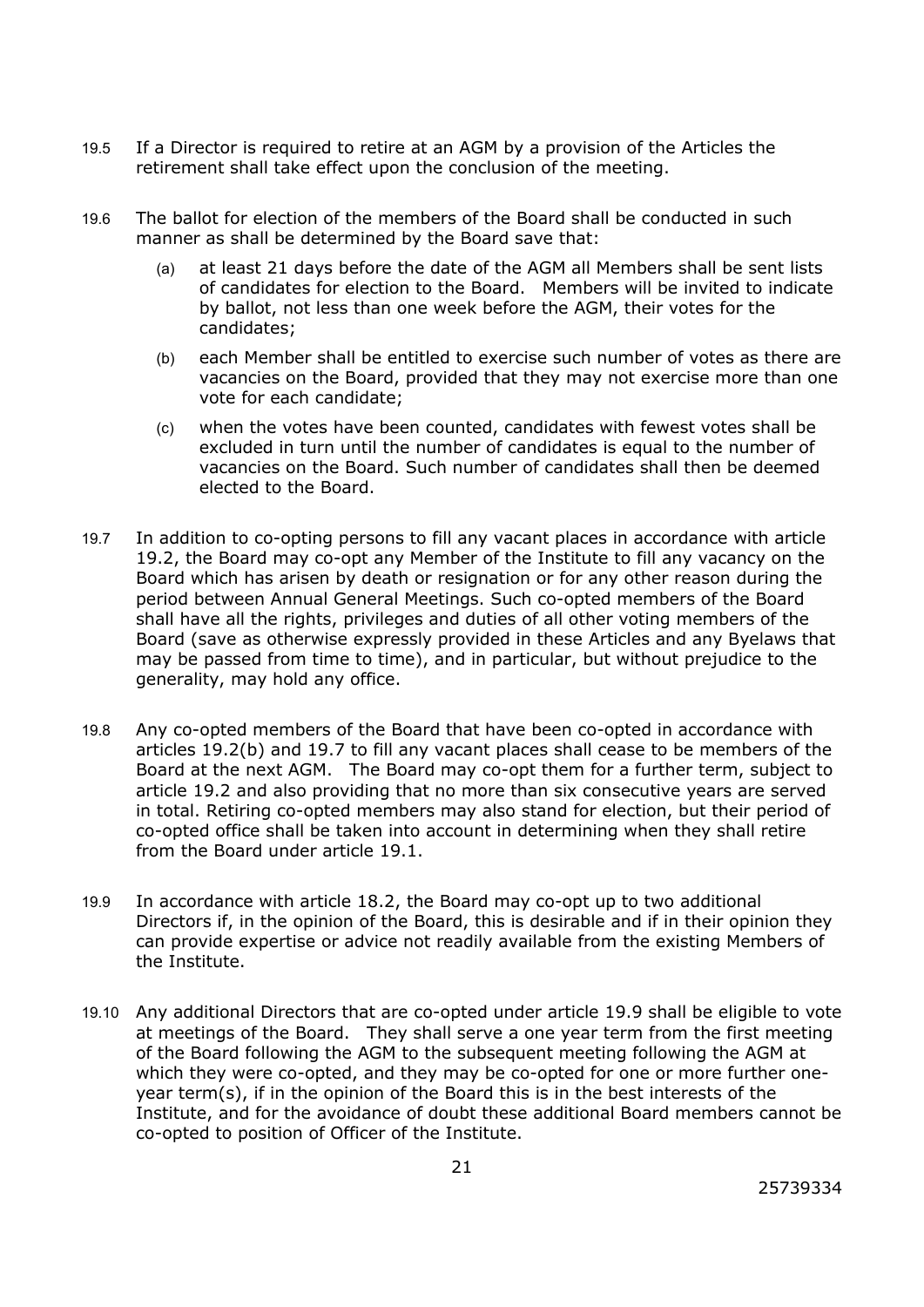19.5 If a Director is required to retire at an AGM by a provision of the Articles the retirement shall take effect upon the conclusion of the meeting.

19.6 The ballot for election of the members of the Board shall be conducted in such manner as shall be determined by the Board save that:

(a) at least 21 days before the date of the AGM all Members shall be sent lists of candidates for election to the Board. Members will be invited to indicate by ballot, not less than one week before the AGM, their votes for the candidates;

(b) each Member shall be entitled to exercise such number of votes as there are vacancies on the Board, provided that they may not exercise more than one vote for each candidate;

(c) when the votes have been counted, candidates with fewest votes shall be excluded in turn until the number of candidates is equal to the number of vacancies on the Board. Such number of candidates shall then be deemed elected to the Board.

19.7 In addition to co-opting persons to fill any vacant places in accordance with article 19.2, the Board may co-opt any Member of the Institute to fill any vacancy on the Board which has arisen by death or resignation or for any other reason during the period between Annual General Meetings. Such co-opted members of the Board shall have all the rights, privileges and duties of all other voting members of the Board (save as otherwise expressly provided in these Articles and any Byelaws that may be passed from time to time), and in particular, but without prejudice to the generality, may hold any office.

19.8 Any co-opted members of the Board that have been co-opted in accordance with articles 19.2(b) and 19.7 to fill any vacant places shall cease to be members of the Board at the next AGM. The Board may co-opt them for a further term, subject to article 19.2 and also providing that no more than six consecutive years are served in total. Retiring co-opted members may also stand for election, but their period of co-opted office shall be taken into account in determining when they shall retire from the Board under article 19.1.

19.9 In accordance with article 18.2, the Board may co-opt up to two additional Directors if, in the opinion of the Board, this is desirable and if in their opinion they can provide expertise or advice not readily available from the existing Members of the Institute.

19.10 Any additional Directors that are co-opted under article 19.9 shall be eligible to vote at meetings of the Board. They shall serve a one year term from the first meeting of the Board following the AGM to the subsequent meeting following the AGM at which they were co-opted, and they may be co-opted for one or more further one-year term(s), if in the opinion of the Board this is in the best interests of the Institute, and for the avoidance of doubt these additional Board members cannot be co-opted to position of Officer of the Institute.

25739334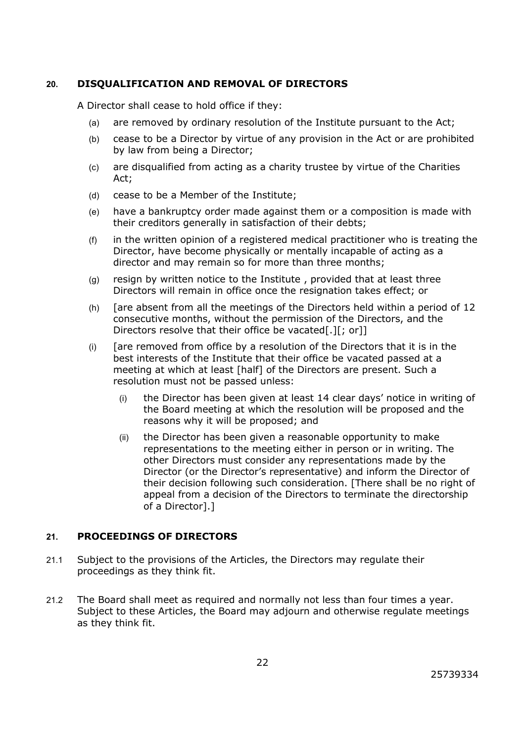## 20. DISQUALIFICATION AND REMOVAL OF DIRECTORS

A Director shall cease to hold office if they:

(a) are removed by ordinary resolution of the Institute pursuant to the Act;

(b) cease to be a Director by virtue of any provision in the Act or are prohibited by law from being a Director;

(c) are disqualified from acting as a charity trustee by virtue of the Charities Act;

(d) cease to be a Member of the Institute;

(e) have a bankruptcy order made against them or a composition is made with their creditors generally in satisfaction of their debts;

(f) in the written opinion of a registered medical practitioner who is treating the Director, have become physically or mentally incapable of acting as a director and may remain so for more than three months;

(g) resign by written notice to the Institute , provided that at least three Directors will remain in office once the resignation takes effect; or

(h) [are absent from all the meetings of the Directors held within a period of 12 consecutive months, without the permission of the Directors, and the Directors resolve that their office be vacated[.][; or]]

(i) [are removed from office by a resolution of the Directors that it is in the best interests of the Institute that their office be vacated passed at a meeting at which at least [half] of the Directors are present. Such a resolution must not be passed unless:

   (i) the Director has been given at least 14 clear days' notice in writing of the Board meeting at which the resolution will be proposed and the reasons why it will be proposed; and

   (ii) the Director has been given a reasonable opportunity to make representations to the meeting either in person or in writing. The other Directors must consider any representations made by the Director (or the Director's representative) and inform the Director of their decision following such consideration. [There shall be no right of appeal from a decision of the Directors to terminate the directorship of a Director].]

## 21. PROCEEDINGS OF DIRECTORS

21.1 Subject to the provisions of the Articles, the Directors may regulate their proceedings as they think fit.

21.2 The Board shall meet as required and normally not less than four times a year. Subject to these Articles, the Board may adjourn and otherwise regulate meetings as they think fit.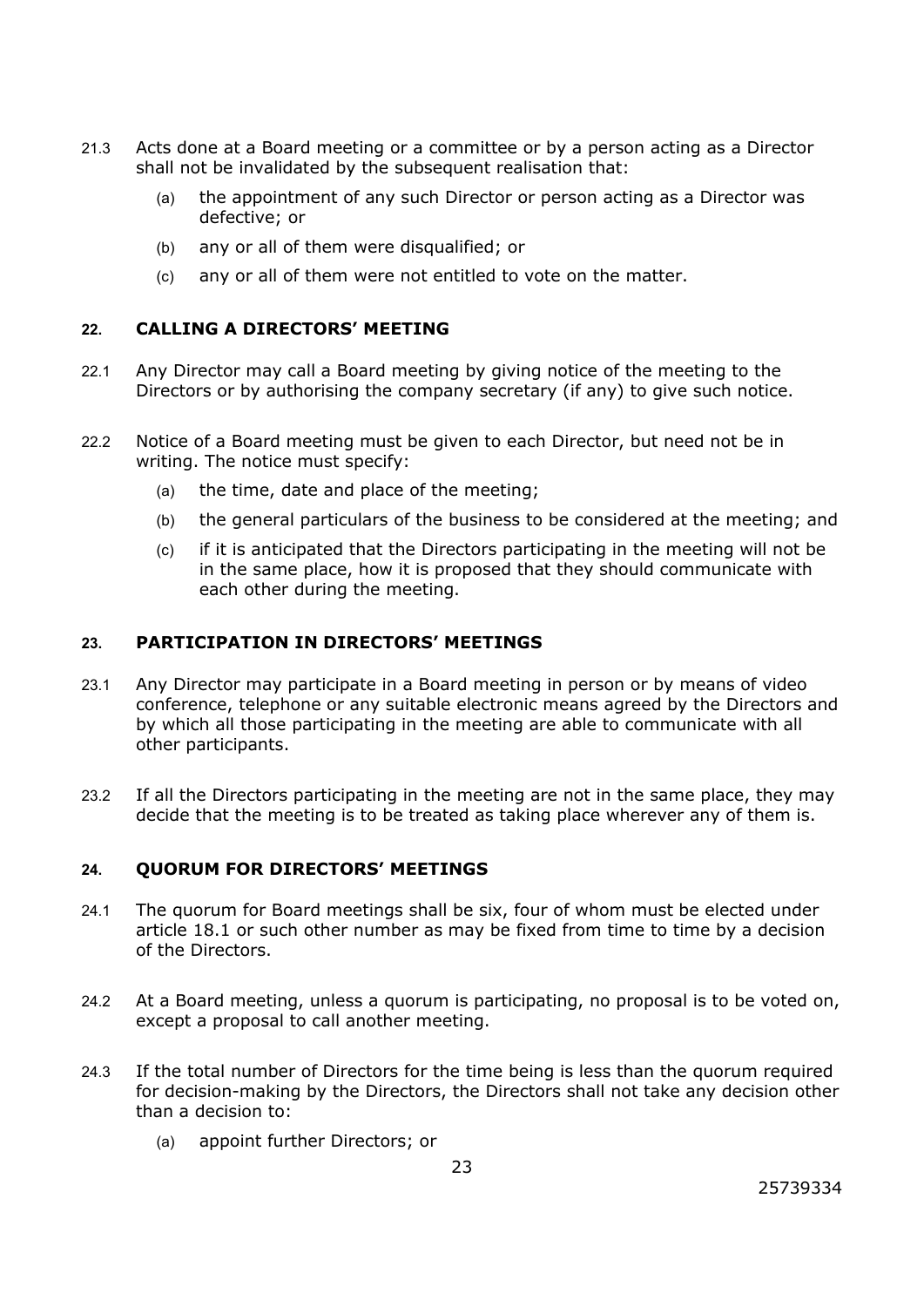21.3 Acts done at a Board meeting or a committee or by a person acting as a Director shall not be invalidated by the subsequent realisation that:

(a) the appointment of any such Director or person acting as a Director was defective; or

(b) any or all of them were disqualified; or

(c) any or all of them were not entitled to vote on the matter.

## 22. CALLING A DIRECTORS' MEETING

22.1 Any Director may call a Board meeting by giving notice of the meeting to the Directors or by authorising the company secretary (if any) to give such notice.

22.2 Notice of a Board meeting must be given to each Director, but need not be in writing. The notice must specify:

(a) the time, date and place of the meeting;

(b) the general particulars of the business to be considered at the meeting; and

(c) if it is anticipated that the Directors participating in the meeting will not be in the same place, how it is proposed that they should communicate with each other during the meeting.

## 23. PARTICIPATION IN DIRECTORS' MEETINGS

23.1 Any Director may participate in a Board meeting in person or by means of video conference, telephone or any suitable electronic means agreed by the Directors and by which all those participating in the meeting are able to communicate with all other participants.

23.2 If all the Directors participating in the meeting are not in the same place, they may decide that the meeting is to be treated as taking place wherever any of them is.

## 24. QUORUM FOR DIRECTORS' MEETINGS

24.1 The quorum for Board meetings shall be six, four of whom must be elected under article 18.1 or such other number as may be fixed from time to time by a decision of the Directors.

24.2 At a Board meeting, unless a quorum is participating, no proposal is to be voted on, except a proposal to call another meeting.

24.3 If the total number of Directors for the time being is less than the quorum required for decision-making by the Directors, the Directors shall not take any decision other than a decision to:

(a) appoint further Directors; or

25739334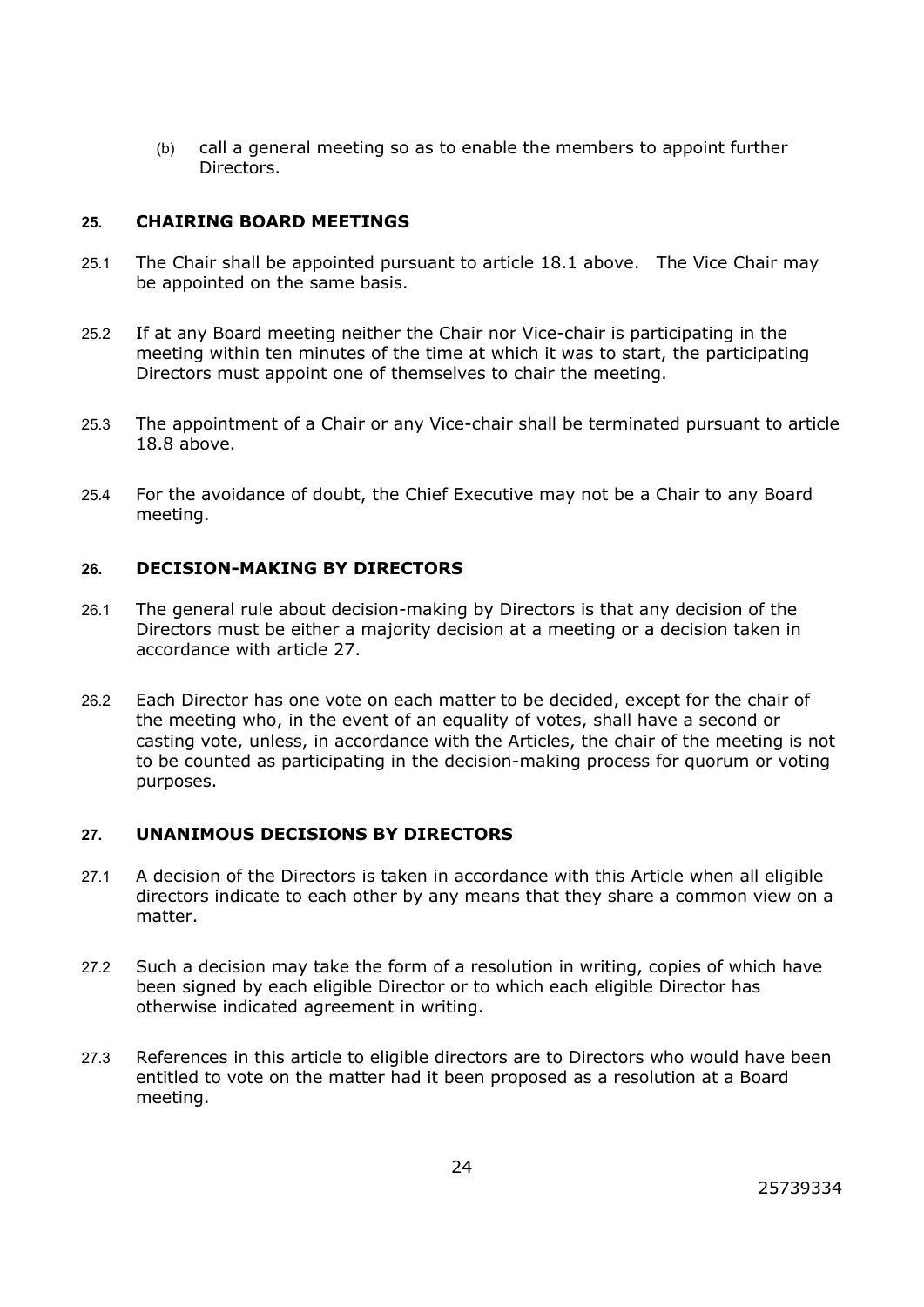(b) call a general meeting so as to enable the members to appoint further Directors.

## 25. CHAIRING BOARD MEETINGS

25.1 The Chair shall be appointed pursuant to article 18.1 above. The Vice Chair may be appointed on the same basis.

25.2 If at any Board meeting neither the Chair nor Vice-chair is participating in the meeting within ten minutes of the time at which it was to start, the participating Directors must appoint one of themselves to chair the meeting.

25.3 The appointment of a Chair or any Vice-chair shall be terminated pursuant to article 18.8 above.

25.4 For the avoidance of doubt, the Chief Executive may not be a Chair to any Board meeting.

## 26. DECISION-MAKING BY DIRECTORS

26.1 The general rule about decision-making by Directors is that any decision of the Directors must be either a majority decision at a meeting or a decision taken in accordance with article 27.

26.2 Each Director has one vote on each matter to be decided, except for the chair of the meeting who, in the event of an equality of votes, shall have a second or casting vote, unless, in accordance with the Articles, the chair of the meeting is not to be counted as participating in the decision-making process for quorum or voting purposes.

## 27. UNANIMOUS DECISIONS BY DIRECTORS

27.1 A decision of the Directors is taken in accordance with this Article when all eligible directors indicate to each other by any means that they share a common view on a matter.

27.2 Such a decision may take the form of a resolution in writing, copies of which have been signed by each eligible Director or to which each eligible Director has otherwise indicated agreement in writing.

27.3 References in this article to eligible directors are to Directors who would have been entitled to vote on the matter had it been proposed as a resolution at a Board meeting.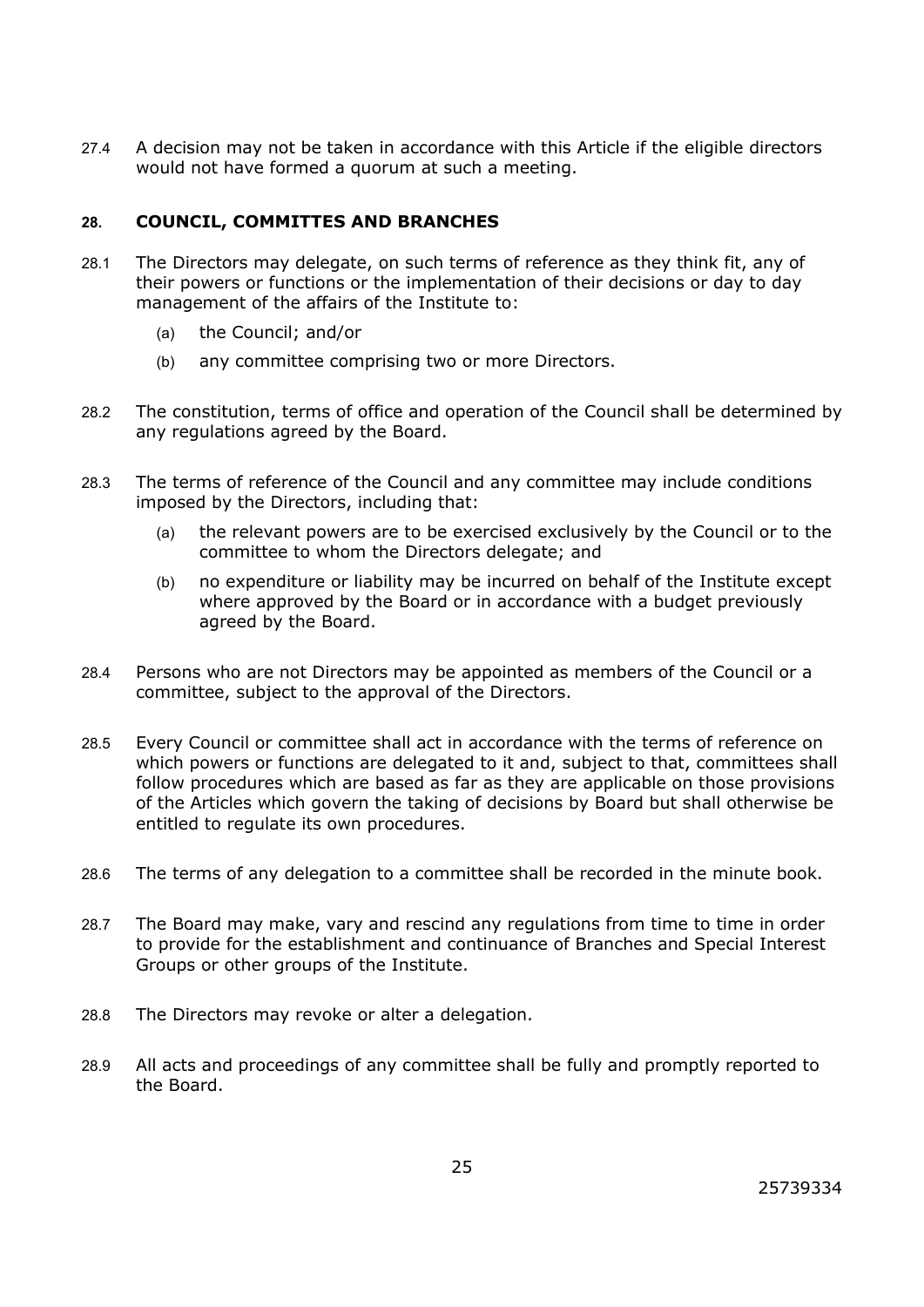27.4 A decision may not be taken in accordance with this Article if the eligible directors would not have formed a quorum at such a meeting.

## 28. COUNCIL, COMMITTEES AND BRANCHES

28.1 The Directors may delegate, on such terms of reference as they think fit, any of their powers or functions or the implementation of their decisions or day to day management of the affairs of the Institute to:

(a) the Council; and/or

(b) any committee comprising two or more Directors.

28.2 The constitution, terms of office and operation of the Council shall be determined by any regulations agreed by the Board.

28.3 The terms of reference of the Council and any committee may include conditions imposed by the Directors, including that:

(a) the relevant powers are to be exercised exclusively by the Council or to the committee to whom the Directors delegate; and

(b) no expenditure or liability may be incurred on behalf of the Institute except where approved by the Board or in accordance with a budget previously agreed by the Board.

28.4 Persons who are not Directors may be appointed as members of the Council or a committee, subject to the approval of the Directors.

28.5 Every Council or committee shall act in accordance with the terms of reference on which powers or functions are delegated to it and, subject to that, committees shall follow procedures which are based as far as they are applicable on those provisions of the Articles which govern the taking of decisions by Board but shall otherwise be entitled to regulate its own procedures.

28.6 The terms of any delegation to a committee shall be recorded in the minute book.

28.7 The Board may make, vary and rescind any regulations from time to time in order to provide for the establishment and continuance of Branches and Special Interest Groups or other groups of the Institute.

28.8 The Directors may revoke or alter a delegation.

28.9 All acts and proceedings of any committee shall be fully and promptly reported to the Board.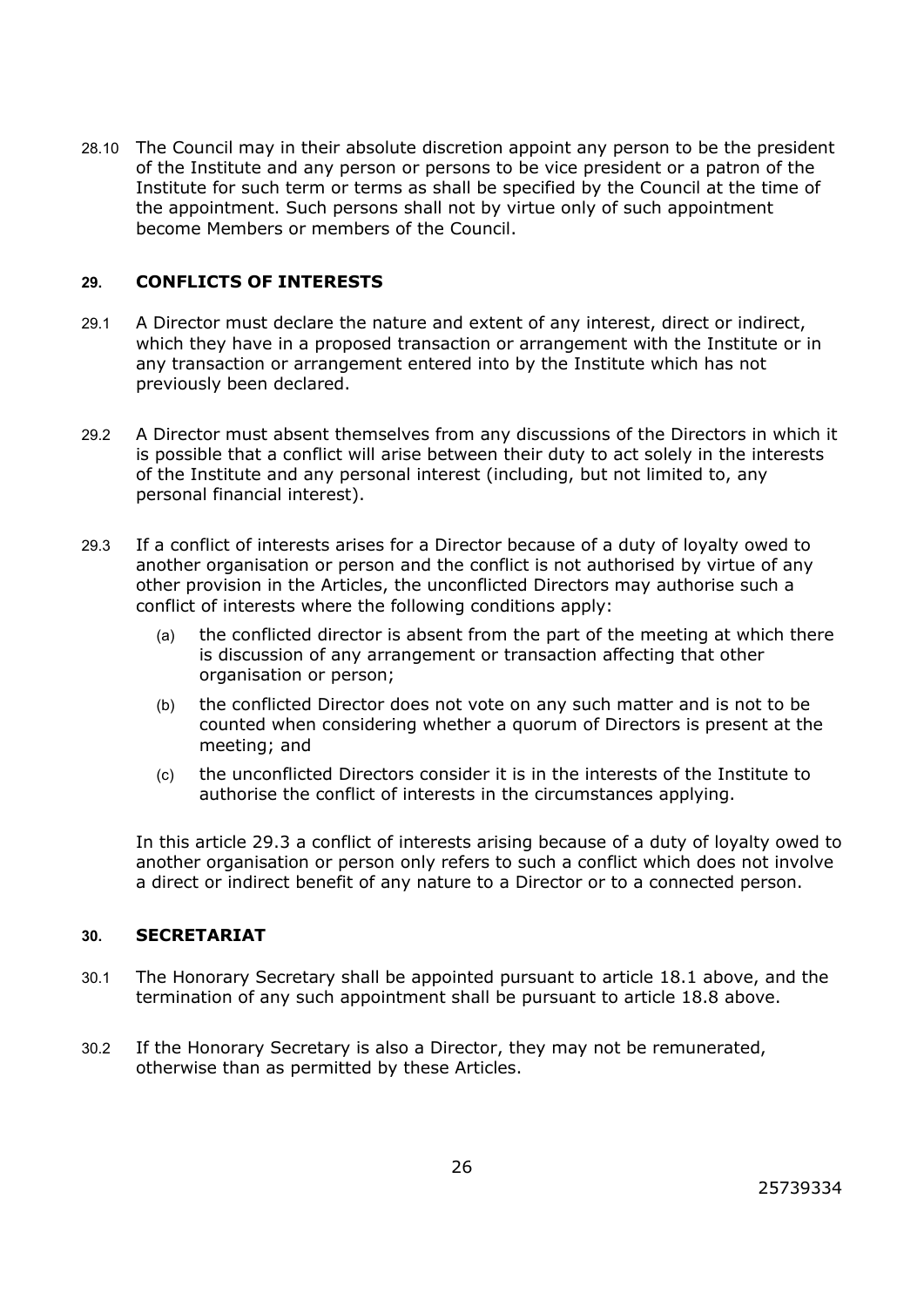28.10 The Council may in their absolute discretion appoint any person to be the president of the Institute and any person or persons to be vice president or a patron of the Institute for such term or terms as shall be specified by the Council at the time of the appointment. Such persons shall not by virtue only of such appointment become Members or members of the Council.

## 29. CONFLICTS OF INTERESTS

29.1 A Director must declare the nature and extent of any interest, direct or indirect, which they have in a proposed transaction or arrangement with the Institute or in any transaction or arrangement entered into by the Institute which has not previously been declared.

29.2 A Director must absent themselves from any discussions of the Directors in which it is possible that a conflict will arise between their duty to act solely in the interests of the Institute and any personal interest (including, but not limited to, any personal financial interest).

29.3 If a conflict of interests arises for a Director because of a duty of loyalty owed to another organisation or person and the conflict is not authorised by virtue of any other provision in the Articles, the unconflicted Directors may authorise such a conflict of interests where the following conditions apply:

(a) the conflicted director is absent from the part of the meeting at which there is discussion of any arrangement or transaction affecting that other organisation or person;

(b) the conflicted Director does not vote on any such matter and is not to be counted when considering whether a quorum of Directors is present at the meeting; and

(c) the unconflicted Directors consider it is in the interests of the Institute to authorise the conflict of interests in the circumstances applying.

In this article 29.3 a conflict of interests arising because of a duty of loyalty owed to another organisation or person only refers to such a conflict which does not involve a direct or indirect benefit of any nature to a Director or to a connected person.

## 30. SECRETARIAT

30.1 The Honorary Secretary shall be appointed pursuant to article 18.1 above, and the termination of any such appointment shall be pursuant to article 18.8 above.

30.2 If the Honorary Secretary is also a Director, they may not be remunerated, otherwise than as permitted by these Articles.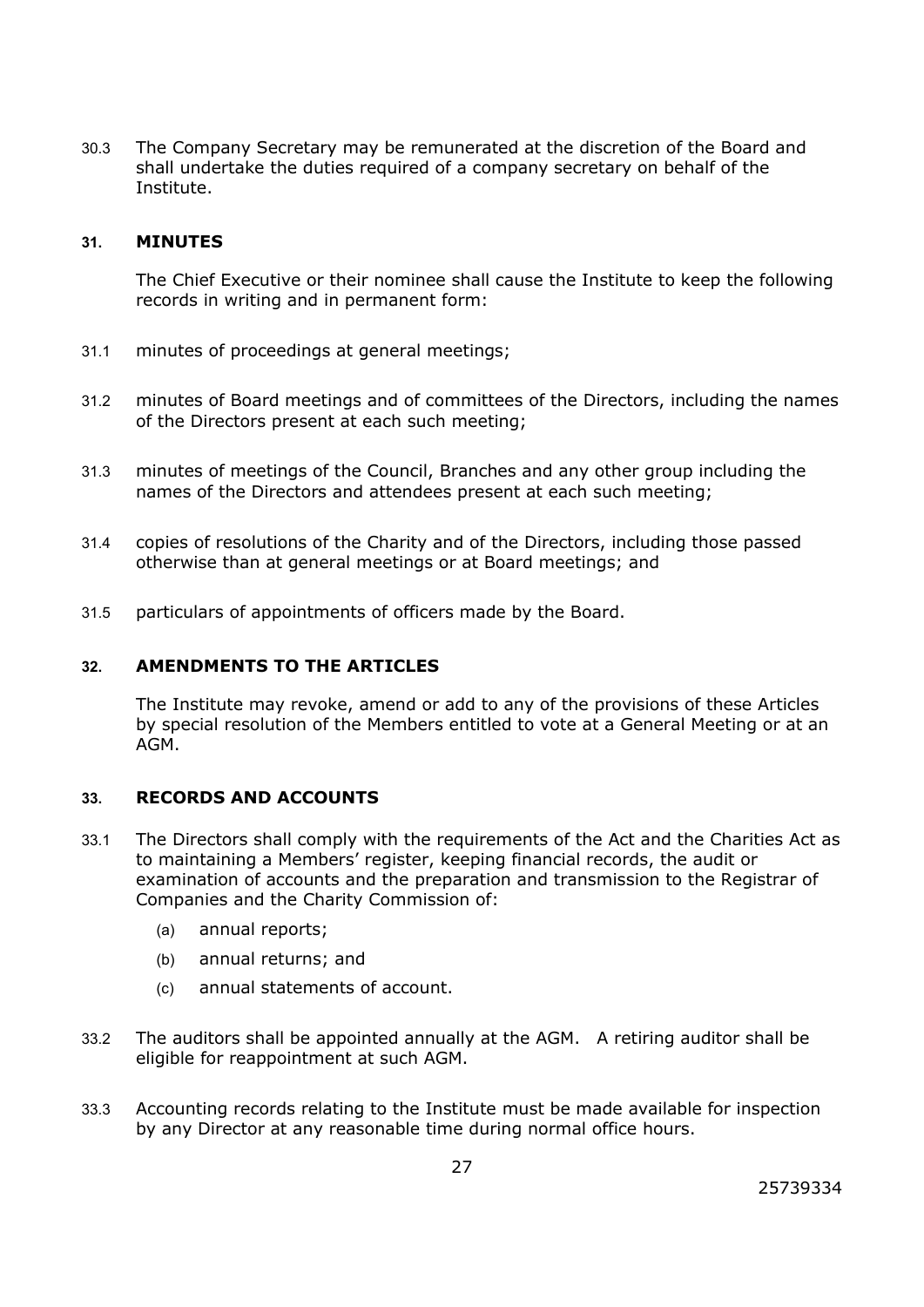30.3 The Company Secretary may be remunerated at the discretion of the Board and shall undertake the duties required of a company secretary on behalf of the Institute.

## 31. MINUTES

The Chief Executive or their nominee shall cause the Institute to keep the following records in writing and in permanent form:

31.1 minutes of proceedings at general meetings;

31.2 minutes of Board meetings and of committees of the Directors, including the names of the Directors present at each such meeting;

31.3 minutes of meetings of the Council, Branches and any other group including the names of the Directors and attendees present at each such meeting;

31.4 copies of resolutions of the Charity and of the Directors, including those passed otherwise than at general meetings or at Board meetings; and

31.5 particulars of appointments of officers made by the Board.

## 32. AMENDMENTS TO THE ARTICLES

The Institute may revoke, amend or add to any of the provisions of these Articles by special resolution of the Members entitled to vote at a General Meeting or at an AGM.

## 33. RECORDS AND ACCOUNTS

33.1 The Directors shall comply with the requirements of the Act and the Charities Act as to maintaining a Members' register, keeping financial records, the audit or examination of accounts and the preparation and transmission to the Registrar of Companies and the Charity Commission of:

- (a) annual reports;
- (b) annual returns; and
- (c) annual statements of account.

33.2 The auditors shall be appointed annually at the AGM. A retiring auditor shall be eligible for reappointment at such AGM.

33.3 Accounting records relating to the Institute must be made available for inspection by any Director at any reasonable time during normal office hours.

25739334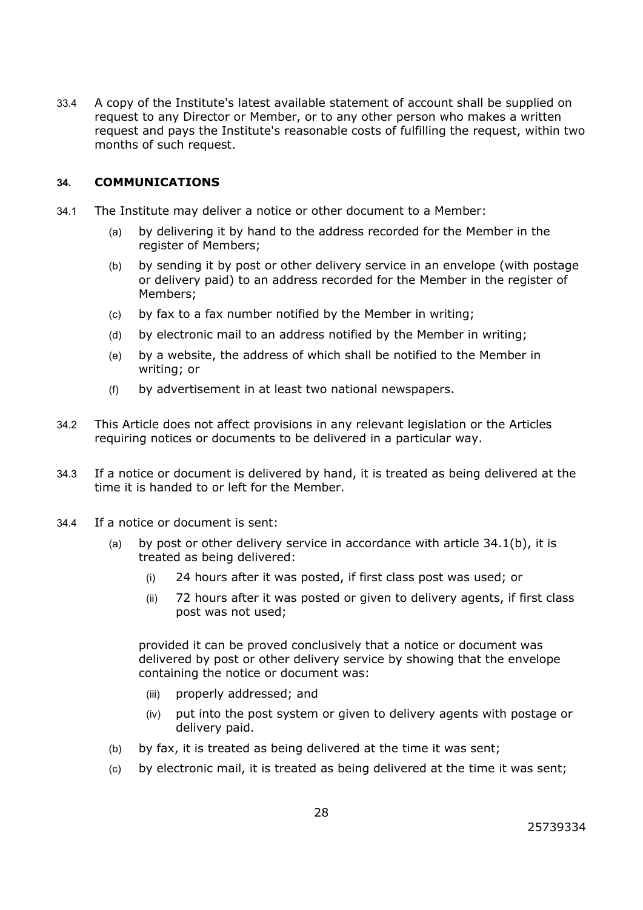33.4 A copy of the Institute's latest available statement of account shall be supplied on request to any Director or Member, or to any other person who makes a written request and pays the Institute's reasonable costs of fulfilling the request, within two months of such request.

## 34. COMMUNICATIONS

34.1 The Institute may deliver a notice or other document to a Member:

(a) by delivering it by hand to the address recorded for the Member in the register of Members;

(b) by sending it by post or other delivery service in an envelope (with postage or delivery paid) to an address recorded for the Member in the register of Members;

(c) by fax to a fax number notified by the Member in writing;

(d) by electronic mail to an address notified by the Member in writing;

(e) by a website, the address of which shall be notified to the Member in writing; or

(f) by advertisement in at least two national newspapers.

34.2 This Article does not affect provisions in any relevant legislation or the Articles requiring notices or documents to be delivered in a particular way.

34.3 If a notice or document is delivered by hand, it is treated as being delivered at the time it is handed to or left for the Member.

34.4 If a notice or document is sent:

(a) by post or other delivery service in accordance with article 34.1(b), it is treated as being delivered:

(i) 24 hours after it was posted, if first class post was used; or

(ii) 72 hours after it was posted or given to delivery agents, if first class post was not used;

provided it can be proved conclusively that a notice or document was delivered by post or other delivery service by showing that the envelope containing the notice or document was:

(iii) properly addressed; and

(iv) put into the post system or given to delivery agents with postage or delivery paid.

(b) by fax, it is treated as being delivered at the time it was sent;

(c) by electronic mail, it is treated as being delivered at the time it was sent;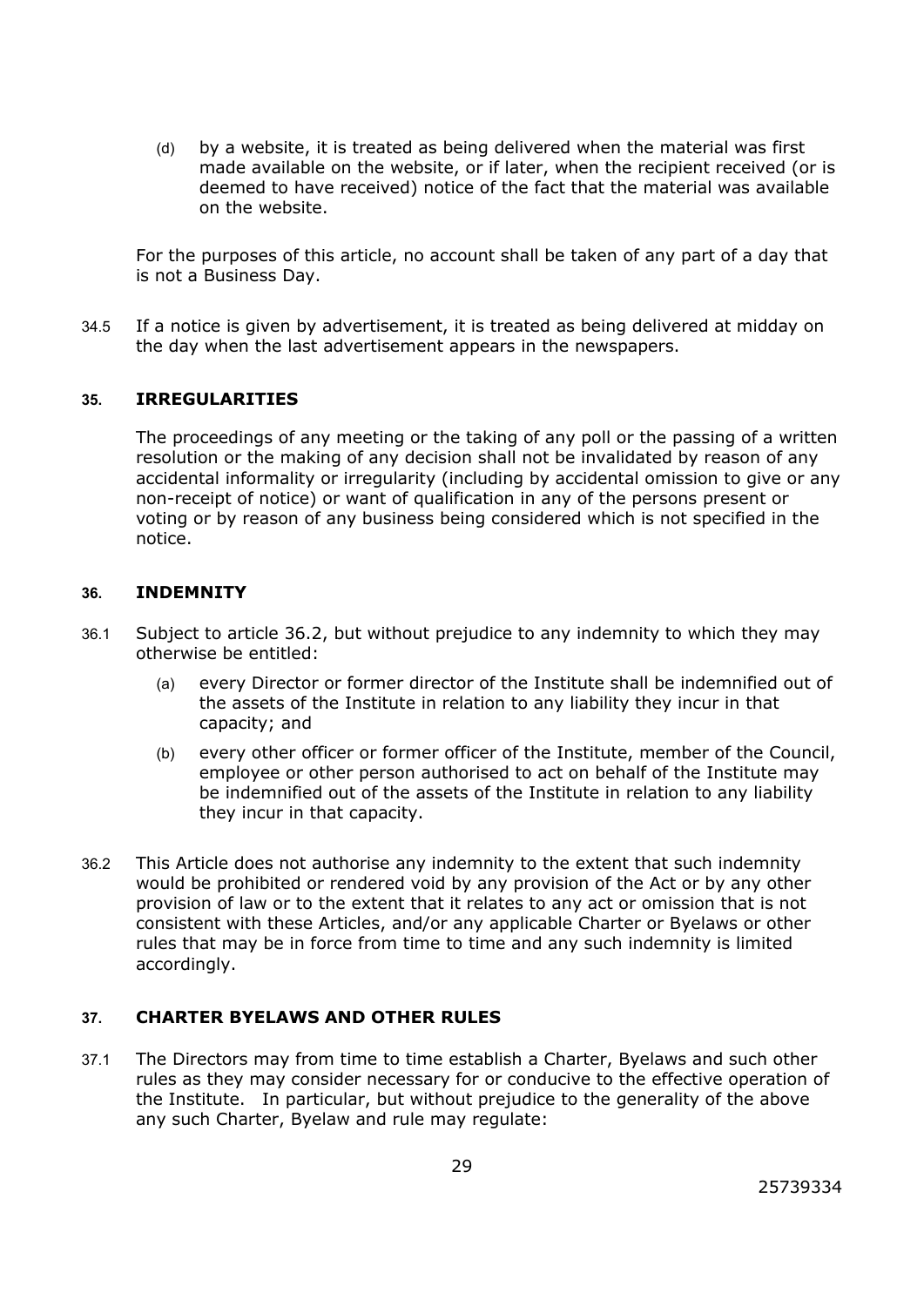(d) by a website, it is treated as being delivered when the material was first made available on the website, or if later, when the recipient received (or is deemed to have received) notice of the fact that the material was available on the website.

For the purposes of this article, no account shall be taken of any part of a day that is not a Business Day.

34.5 If a notice is given by advertisement, it is treated as being delivered at midday on the day when the last advertisement appears in the newspapers.

## 35. IRREGULARITIES

The proceedings of any meeting or the taking of any poll or the passing of a written resolution or the making of any decision shall not be invalidated by reason of any accidental informality or irregularity (including by accidental omission to give or any non-receipt of notice) or want of qualification in any of the persons present or voting or by reason of any business being considered which is not specified in the notice.

## 36. INDEMNITY

36.1 Subject to article 36.2, but without prejudice to any indemnity to which they may otherwise be entitled:

(a) every Director or former director of the Institute shall be indemnified out of the assets of the Institute in relation to any liability they incur in that capacity; and

(b) every other officer or former officer of the Institute, member of the Council, employee or other person authorised to act on behalf of the Institute may be indemnified out of the assets of the Institute in relation to any liability they incur in that capacity.

36.2 This Article does not authorise any indemnity to the extent that such indemnity would be prohibited or rendered void by any provision of the Act or by any other provision of law or to the extent that it relates to any act or omission that is not consistent with these Articles, and/or any applicable Charter or Byelaws or other rules that may be in force from time to time and any such indemnity is limited accordingly.

## 37. CHARTER BYELAWS AND OTHER RULES

37.1 The Directors may from time to time establish a Charter, Byelaws and such other rules as they may consider necessary for or conducive to the effective operation of the Institute. In particular, but without prejudice to the generality of the above any such Charter, Byelaw and rule may regulate: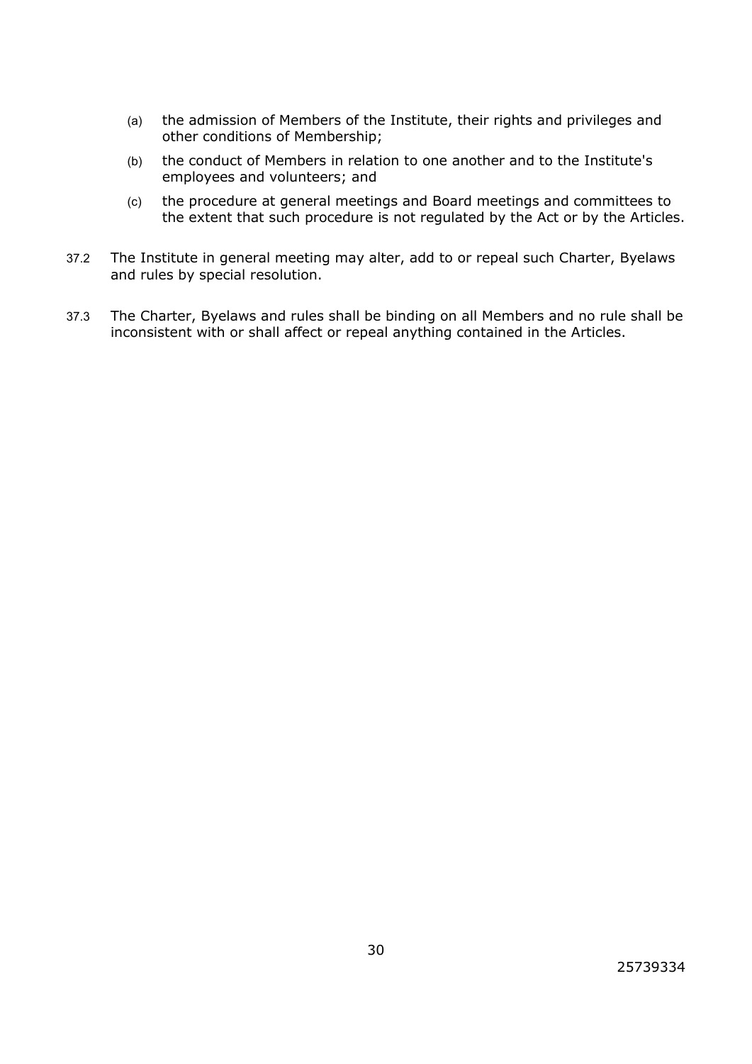(a) the admission of Members of the Institute, their rights and privileges and other conditions of Membership;

(b) the conduct of Members in relation to one another and to the Institute's employees and volunteers; and

(c) the procedure at general meetings and Board meetings and committees to the extent that such procedure is not regulated by the Act or by the Articles.

37.2 The Institute in general meeting may alter, add to or repeal such Charter, Byelaws and rules by special resolution.

37.3 The Charter, Byelaws and rules shall be binding on all Members and no rule shall be inconsistent with or shall affect or repeal anything contained in the Articles.